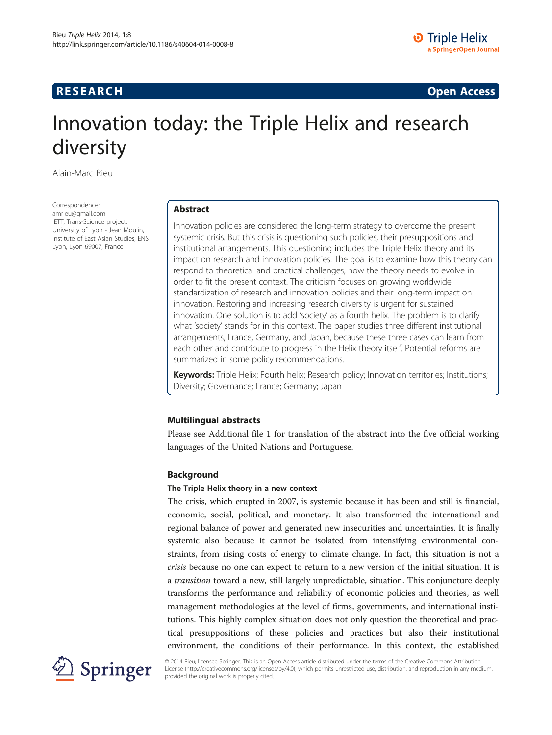RESEARCH Open Access

# Innovation today: the Triple Helix and research diversity

Alain-Marc Rieu

Correspondence:
amrieu@gmail.com
IETT, Trans-Science project, University of Lyon - Jean Moulin, Institute of East Asian Studies, ENS Lyon, Lyon 69007, France

## Abstract

Innovation policies are considered the long-term strategy to overcome the present systemic crisis. But this crisis is questioning such policies, their presuppositions and institutional arrangements. This questioning includes the Triple Helix theory and its impact on research and innovation policies. The goal is to examine how this theory can respond to theoretical and practical challenges, how the theory needs to evolve in order to fit the present context. The criticism focuses on growing worldwide standardization of research and innovation policies and their long-term impact on innovation. Restoring and increasing research diversity is urgent for sustained innovation. One solution is to add 'society' as a fourth helix. The problem is to clarify what 'society' stands for in this context. The paper studies three different institutional arrangements, France, Germany, and Japan, because these three cases can learn from each other and contribute to progress in the Helix theory itself. Potential reforms are summarized in some policy recommendations.

**Keywords:** Triple Helix; Fourth helix; Research policy; Innovation territories; Institutions; Diversity; Governance; France; Germany; Japan

### Multilingual abstracts

Please see Additional file 1 for translation of the abstract into the five official working languages of the United Nations and Portuguese.

## Background

### The Triple Helix theory in a new context

The crisis, which erupted in 2007, is systemic because it has been and still is financial, economic, social, political, and monetary. It also transformed the international and regional balance of power and generated new insecurities and uncertainties. It is finally systemic also because it cannot be isolated from intensifying environmental constraints, from rising costs of energy to climate change. In fact, this situation is not a *crisis* because no one can expect to return to a new version of the initial situation. It is a *transition* toward a new, still largely unpredictable, situation. This conjuncture deeply transforms the performance and reliability of economic policies and theories, as well management methodologies at the level of firms, governments, and international institutions. This highly complex situation does not only question the theoretical and practical presuppositions of these policies and practices but also their institutional environment, the conditions of their performance. In this context, the established

© 2014 Rieu; licensee Springer. This is an Open Access article distributed under the terms of the Creative Commons Attribution License (http://creativecommons.org/licenses/by/4.0), which permits unrestricted use, distribution, and reproduction in any medium, provided the original work is properly cited.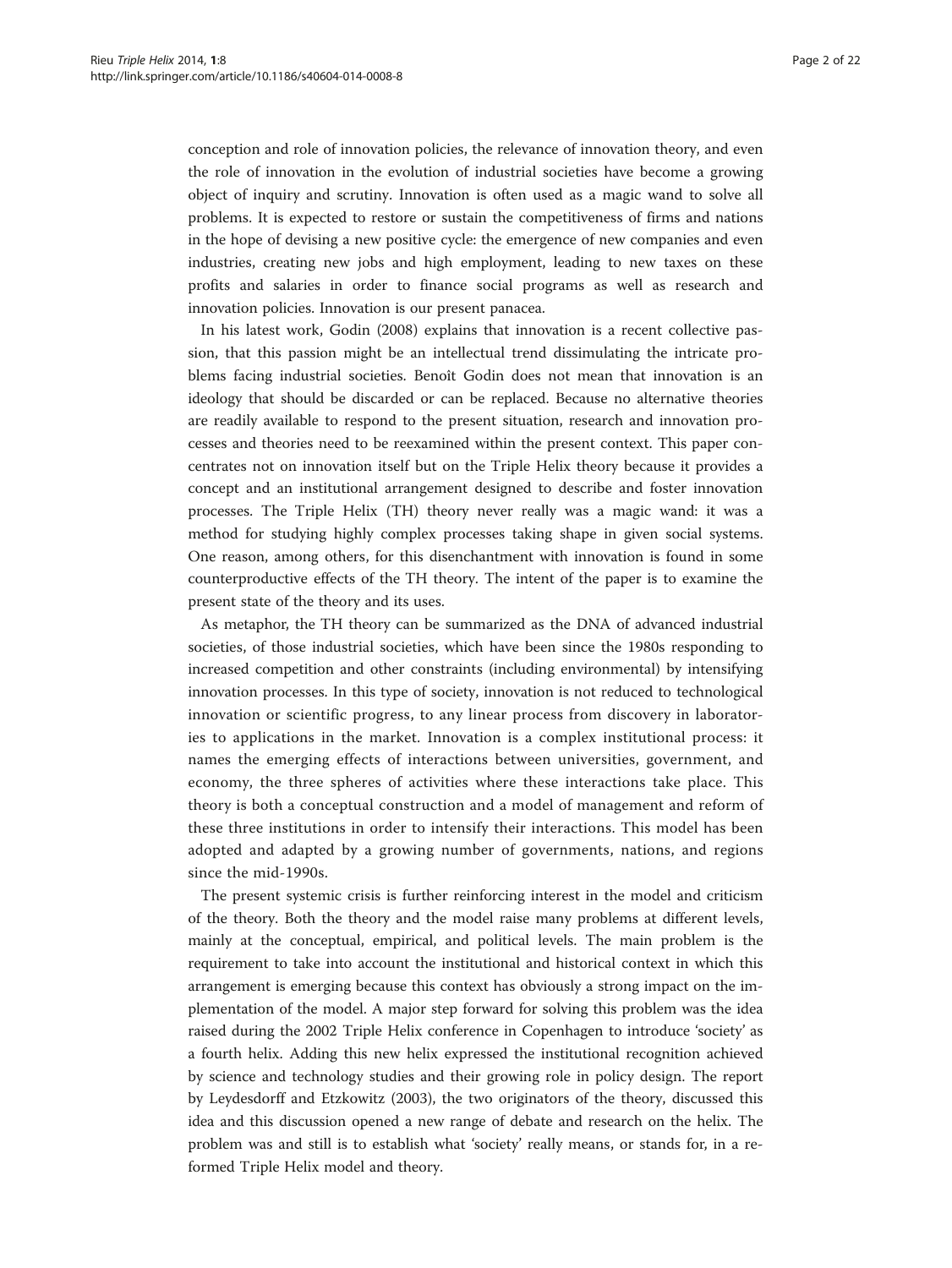conception and role of innovation policies, the relevance of innovation theory, and even the role of innovation in the evolution of industrial societies have become a growing object of inquiry and scrutiny. Innovation is often used as a magic wand to solve all problems. It is expected to restore or sustain the competitiveness of firms and nations in the hope of devising a new positive cycle: the emergence of new companies and even industries, creating new jobs and high employment, leading to new taxes on these profits and salaries in order to finance social programs as well as research and innovation policies. Innovation is our present panacea.

In his latest work, Godin (2008) explains that innovation is a recent collective passion, that this passion might be an intellectual trend dissimulating the intricate problems facing industrial societies. Benoît Godin does not mean that innovation is an ideology that should be discarded or can be replaced. Because no alternative theories are readily available to respond to the present situation, research and innovation processes and theories need to be reexamined within the present context. This paper concentrates not on innovation itself but on the Triple Helix theory because it provides a concept and an institutional arrangement designed to describe and foster innovation processes. The Triple Helix (TH) theory never really was a magic wand: it was a method for studying highly complex processes taking shape in given social systems. One reason, among others, for this disenchantment with innovation is found in some counterproductive effects of the TH theory. The intent of the paper is to examine the present state of the theory and its uses.

As metaphor, the TH theory can be summarized as the DNA of advanced industrial societies, of those industrial societies, which have been since the 1980s responding to increased competition and other constraints (including environmental) by intensifying innovation processes. In this type of society, innovation is not reduced to technological innovation or scientific progress, to any linear process from discovery in laboratories to applications in the market. Innovation is a complex institutional process: it names the emerging effects of interactions between universities, government, and economy, the three spheres of activities where these interactions take place. This theory is both a conceptual construction and a model of management and reform of these three institutions in order to intensify their interactions. This model has been adopted and adapted by a growing number of governments, nations, and regions since the mid-1990s.

The present systemic crisis is further reinforcing interest in the model and criticism of the theory. Both the theory and the model raise many problems at different levels, mainly at the conceptual, empirical, and political levels. The main problem is the requirement to take into account the institutional and historical context in which this arrangement is emerging because this context has obviously a strong impact on the implementation of the model. A major step forward for solving this problem was the idea raised during the 2002 Triple Helix conference in Copenhagen to introduce 'society' as a fourth helix. Adding this new helix expressed the institutional recognition achieved by science and technology studies and their growing role in policy design. The report by Leydesdorff and Etzkowitz (2003), the two originators of the theory, discussed this idea and this discussion opened a new range of debate and research on the helix. The problem was and still is to establish what 'society' really means, or stands for, in a reformed Triple Helix model and theory.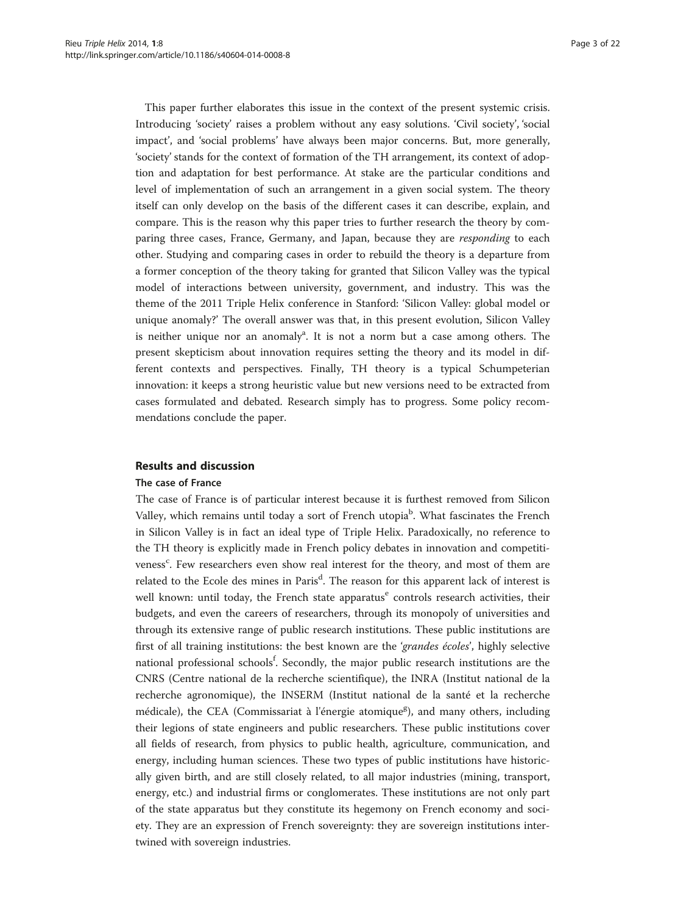This paper further elaborates this issue in the context of the present systemic crisis. Introducing 'society' raises a problem without any easy solutions. 'Civil society', 'social impact', and 'social problems' have always been major concerns. But, more generally, 'society' stands for the context of formation of the TH arrangement, its context of adoption and adaptation for best performance. At stake are the particular conditions and level of implementation of such an arrangement in a given social system. The theory itself can only develop on the basis of the different cases it can describe, explain, and compare. This is the reason why this paper tries to further research the theory by comparing three cases, France, Germany, and Japan, because they are *responding* to each other. Studying and comparing cases in order to rebuild the theory is a departure from a former conception of the theory taking for granted that Silicon Valley was the typical model of interactions between university, government, and industry. This was the theme of the 2011 Triple Helix conference in Stanford: 'Silicon Valley: global model or unique anomaly?' The overall answer was that, in this present evolution, Silicon Valley is neither unique nor an anomaly[a]. It is not a norm but a case among others. The present skepticism about innovation requires setting the theory and its model in different contexts and perspectives. Finally, TH theory is a typical Schumpeterian innovation: it keeps a strong heuristic value but new versions need to be extracted from cases formulated and debated. Research simply has to progress. Some policy recommendations conclude the paper.

## Results and discussion

### The case of France

The case of France is of particular interest because it is furthest removed from Silicon Valley, which remains until today a sort of French utopia[b]. What fascinates the French in Silicon Valley is in fact an ideal type of Triple Helix. Paradoxically, no reference to the TH theory is explicitly made in French policy debates in innovation and competitiveness[c]. Few researchers even show real interest for the theory, and most of them are related to the Ecole des mines in Paris[d]. The reason for this apparent lack of interest is well known: until today, the French state apparatus[e] controls research activities, their budgets, and even the careers of researchers, through its monopoly of universities and through its extensive range of public research institutions. These public institutions are first of all training institutions: the best known are the '*grandes écoles*', highly selective national professional schools[f]. Secondly, the major public research institutions are the CNRS (Centre national de la recherche scientifique), the INRA (Institut national de la recherche agronomique), the INSERM (Institut national de la santé et la recherche médicale), the CEA (Commissariat à l'énergie atomique[g]), and many others, including their legions of state engineers and public researchers. These public institutions cover all fields of research, from physics to public health, agriculture, communication, and energy, including human sciences. These two types of public institutions have historically given birth, and are still closely related, to all major industries (mining, transport, energy, etc.) and industrial firms or conglomerates. These institutions are not only part of the state apparatus but they constitute its hegemony on French economy and society. They are an expression of French sovereignty: they are sovereign institutions intertwined with sovereign industries.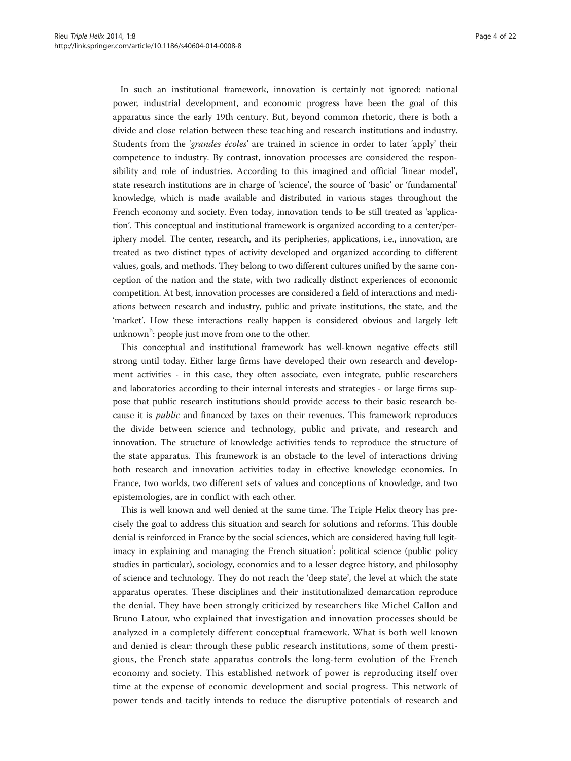In such an institutional framework, innovation is certainly not ignored: national power, industrial development, and economic progress have been the goal of this apparatus since the early 19th century. But, beyond common rhetoric, there is both a divide and close relation between these teaching and research institutions and industry. Students from the '*grandes écoles*' are trained in science in order to later 'apply' their competence to industry. By contrast, innovation processes are considered the responsibility and role of industries. According to this imagined and official 'linear model', state research institutions are in charge of 'science', the source of 'basic' or 'fundamental' knowledge, which is made available and distributed in various stages throughout the French economy and society. Even today, innovation tends to be still treated as 'application'. This conceptual and institutional framework is organized according to a center/periphery model. The center, research, and its peripheries, applications, i.e., innovation, are treated as two distinct types of activity developed and organized according to different values, goals, and methods. They belong to two different cultures unified by the same conception of the nation and the state, with two radically distinct experiences of economic competition. At best, innovation processes are considered a field of interactions and mediations between research and industry, public and private institutions, the state, and the 'market'. How these interactions really happen is considered obvious and largely left unknown[h]: people just move from one to the other.

This conceptual and institutional framework has well-known negative effects still strong until today. Either large firms have developed their own research and development activities - in this case, they often associate, even integrate, public researchers and laboratories according to their internal interests and strategies - or large firms suppose that public research institutions should provide access to their basic research because it is *public* and financed by taxes on their revenues. This framework reproduces the divide between science and technology, public and private, and research and innovation. The structure of knowledge activities tends to reproduce the structure of the state apparatus. This framework is an obstacle to the level of interactions driving both research and innovation activities today in effective knowledge economies. In France, two worlds, two different sets of values and conceptions of knowledge, and two epistemologies, are in conflict with each other.

This is well known and well denied at the same time. The Triple Helix theory has precisely the goal to address this situation and search for solutions and reforms. This double denial is reinforced in France by the social sciences, which are considered having full legitimacy in explaining and managing the French situation[i]: political science (public policy studies in particular), sociology, economics and to a lesser degree history, and philosophy of science and technology. They do not reach the 'deep state', the level at which the state apparatus operates. These disciplines and their institutionalized demarcation reproduce the denial. They have been strongly criticized by researchers like Michel Callon and Bruno Latour, who explained that investigation and innovation processes should be analyzed in a completely different conceptual framework. What is both well known and denied is clear: through these public research institutions, some of them prestigious, the French state apparatus controls the long-term evolution of the French economy and society. This established network of power is reproducing itself over time at the expense of economic development and social progress. This network of power tends and tacitly intends to reduce the disruptive potentials of research and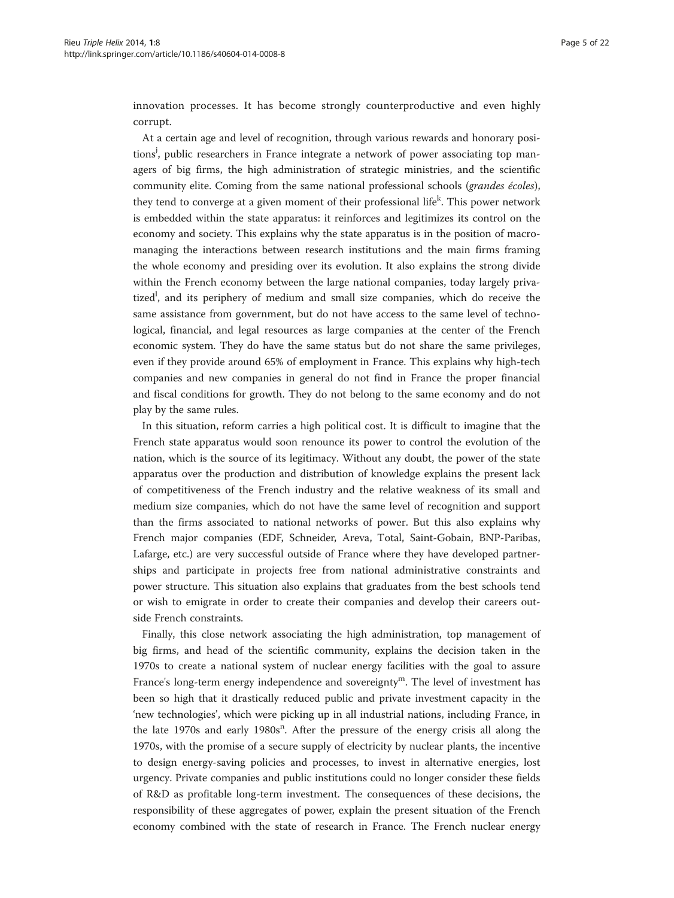innovation processes. It has become strongly counterproductive and even highly corrupt.

At a certain age and level of recognition, through various rewards and honorary positions[j], public researchers in France integrate a network of power associating top managers of big firms, the high administration of strategic ministries, and the scientific community elite. Coming from the same national professional schools (*grandes écoles*), they tend to converge at a given moment of their professional life[k]. This power network is embedded within the state apparatus: it reinforces and legitimizes its control on the economy and society. This explains why the state apparatus is in the position of macro-managing the interactions between research institutions and the main firms framing the whole economy and presiding over its evolution. It also explains the strong divide within the French economy between the large national companies, today largely privatized[l], and its periphery of medium and small size companies, which do receive the same assistance from government, but do not have access to the same level of technological, financial, and legal resources as large companies at the center of the French economic system. They do have the same status but do not share the same privileges, even if they provide around 65% of employment in France. This explains why high-tech companies and new companies in general do not find in France the proper financial and fiscal conditions for growth. They do not belong to the same economy and do not play by the same rules.

In this situation, reform carries a high political cost. It is difficult to imagine that the French state apparatus would soon renounce its power to control the evolution of the nation, which is the source of its legitimacy. Without any doubt, the power of the state apparatus over the production and distribution of knowledge explains the present lack of competitiveness of the French industry and the relative weakness of its small and medium size companies, which do not have the same level of recognition and support than the firms associated to national networks of power. But this also explains why French major companies (EDF, Schneider, Areva, Total, Saint-Gobain, BNP-Paribas, Lafarge, etc.) are very successful outside of France where they have developed partnerships and participate in projects free from national administrative constraints and power structure. This situation also explains that graduates from the best schools tend or wish to emigrate in order to create their companies and develop their careers outside French constraints.

Finally, this close network associating the high administration, top management of big firms, and head of the scientific community, explains the decision taken in the 1970s to create a national system of nuclear energy facilities with the goal to assure France's long-term energy independence and sovereignty[m]. The level of investment has been so high that it drastically reduced public and private investment capacity in the 'new technologies', which were picking up in all industrial nations, including France, in the late 1970s and early 1980s[n]. After the pressure of the energy crisis all along the 1970s, with the promise of a secure supply of electricity by nuclear plants, the incentive to design energy-saving policies and processes, to invest in alternative energies, lost urgency. Private companies and public institutions could no longer consider these fields of R&D as profitable long-term investment. The consequences of these decisions, the responsibility of these aggregates of power, explain the present situation of the French economy combined with the state of research in France. The French nuclear energy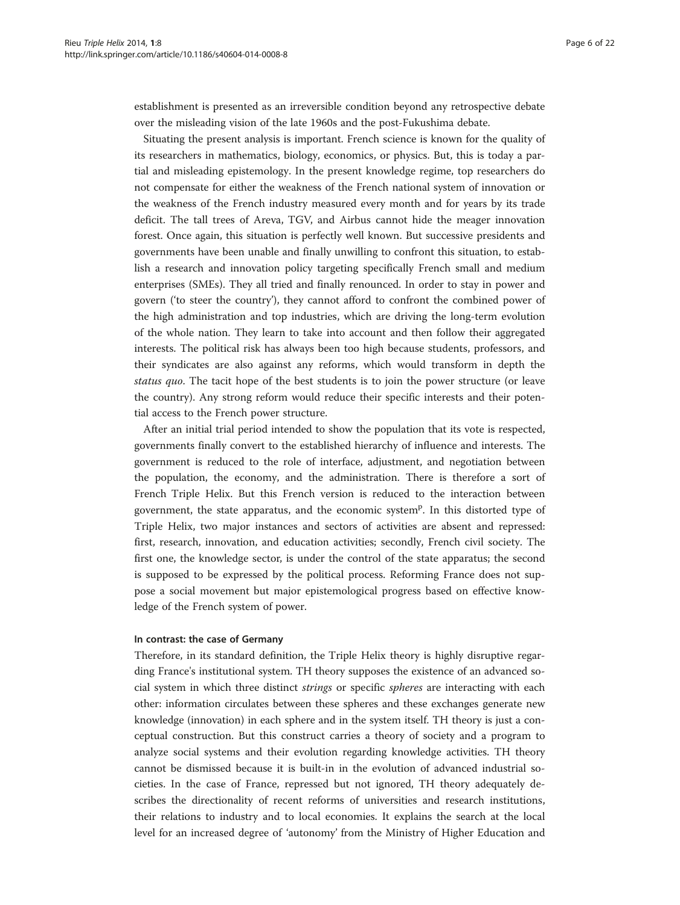establishment is presented as an irreversible condition beyond any retrospective debate over the misleading vision of the late 1960s and the post-Fukushima debate.

Situating the present analysis is important. French science is known for the quality of its researchers in mathematics, biology, economics, or physics. But, this is today a partial and misleading epistemology. In the present knowledge regime, top researchers do not compensate for either the weakness of the French national system of innovation or the weakness of the French industry measured every month and for years by its trade deficit. The tall trees of Areva, TGV, and Airbus cannot hide the meager innovation forest. Once again, this situation is perfectly well known. But successive presidents and governments have been unable and finally unwilling to confront this situation, to establish a research and innovation policy targeting specifically French small and medium enterprises (SMEs). They all tried and finally renounced. In order to stay in power and govern ('to steer the country'), they cannot afford to confront the combined power of the high administration and top industries, which are driving the long-term evolution of the whole nation. They learn to take into account and then follow their aggregated interests. The political risk has always been too high because students, professors, and their syndicates are also against any reforms, which would transform in depth the *status quo*. The tacit hope of the best students is to join the power structure (or leave the country). Any strong reform would reduce their specific interests and their potential access to the French power structure.

After an initial trial period intended to show the population that its vote is respected, governments finally convert to the established hierarchy of influence and interests. The government is reduced to the role of interface, adjustment, and negotiation between the population, the economy, and the administration. There is therefore a sort of French Triple Helix. But this French version is reduced to the interaction between government, the state apparatus, and the economic system[p]. In this distorted type of Triple Helix, two major instances and sectors of activities are absent and repressed: first, research, innovation, and education activities; secondly, French civil society. The first one, the knowledge sector, is under the control of the state apparatus; the second is supposed to be expressed by the political process. Reforming France does not suppose a social movement but major epistemological progress based on effective knowledge of the French system of power.

#### In contrast: the case of Germany

Therefore, in its standard definition, the Triple Helix theory is highly disruptive regarding France's institutional system. TH theory supposes the existence of an advanced social system in which three distinct *strings* or specific *spheres* are interacting with each other: information circulates between these spheres and these exchanges generate new knowledge (innovation) in each sphere and in the system itself. TH theory is just a conceptual construction. But this construct carries a theory of society and a program to analyze social systems and their evolution regarding knowledge activities. TH theory cannot be dismissed because it is built-in in the evolution of advanced industrial societies. In the case of France, repressed but not ignored, TH theory adequately describes the directionality of recent reforms of universities and research institutions, their relations to industry and to local economies. It explains the search at the local level for an increased degree of 'autonomy' from the Ministry of Higher Education and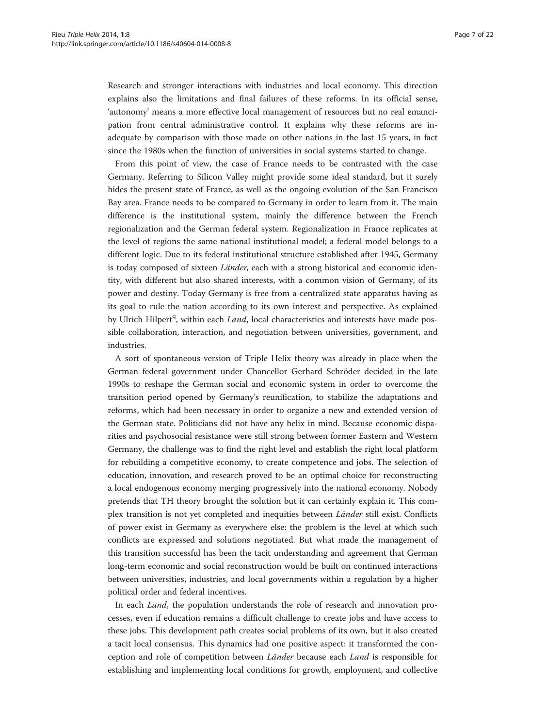Research and stronger interactions with industries and local economy. This direction explains also the limitations and final failures of these reforms. In its official sense, 'autonomy' means a more effective local management of resources but no real emancipation from central administrative control. It explains why these reforms are inadequate by comparison with those made on other nations in the last 15 years, in fact since the 1980s when the function of universities in social systems started to change.

From this point of view, the case of France needs to be contrasted with the case Germany. Referring to Silicon Valley might provide some ideal standard, but it surely hides the present state of France, as well as the ongoing evolution of the San Francisco Bay area. France needs to be compared to Germany in order to learn from it. The main difference is the institutional system, mainly the difference between the French regionalization and the German federal system. Regionalization in France replicates at the level of regions the same national institutional model; a federal model belongs to a different logic. Due to its federal institutional structure established after 1945, Germany is today composed of sixteen *Länder*, each with a strong historical and economic identity, with different but also shared interests, with a common vision of Germany, of its power and destiny. Today Germany is free from a centralized state apparatus having as its goal to rule the nation according to its own interest and perspective. As explained by Ulrich Hilpert[q], within each *Land*, local characteristics and interests have made possible collaboration, interaction, and negotiation between universities, government, and industries.

A sort of spontaneous version of Triple Helix theory was already in place when the German federal government under Chancellor Gerhard Schröder decided in the late 1990s to reshape the German social and economic system in order to overcome the transition period opened by Germany's reunification, to stabilize the adaptations and reforms, which had been necessary in order to organize a new and extended version of the German state. Politicians did not have any helix in mind. Because economic disparities and psychosocial resistance were still strong between former Eastern and Western Germany, the challenge was to find the right level and establish the right local platform for rebuilding a competitive economy, to create competence and jobs. The selection of education, innovation, and research proved to be an optimal choice for reconstructing a local endogenous economy merging progressively into the national economy. Nobody pretends that TH theory brought the solution but it can certainly explain it. This complex transition is not yet completed and inequities between *Länder* still exist. Conflicts of power exist in Germany as everywhere else: the problem is the level at which such conflicts are expressed and solutions negotiated. But what made the management of this transition successful has been the tacit understanding and agreement that German long-term economic and social reconstruction would be built on continued interactions between universities, industries, and local governments within a regulation by a higher political order and federal incentives.

In each *Land*, the population understands the role of research and innovation processes, even if education remains a difficult challenge to create jobs and have access to these jobs. This development path creates social problems of its own, but it also created a tacit local consensus. This dynamics had one positive aspect: it transformed the conception and role of competition between *Länder* because each *Land* is responsible for establishing and implementing local conditions for growth, employment, and collective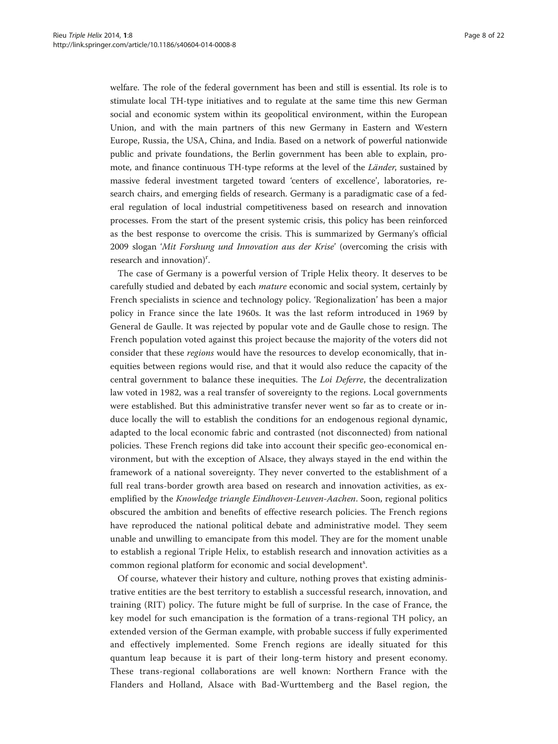welfare. The role of the federal government has been and still is essential. Its role is to stimulate local TH-type initiatives and to regulate at the same time this new German social and economic system within its geopolitical environment, within the European Union, and with the main partners of this new Germany in Eastern and Western Europe, Russia, the USA, China, and India. Based on a network of powerful nationwide public and private foundations, the Berlin government has been able to explain, promote, and finance continuous TH-type reforms at the level of the *Länder*, sustained by massive federal investment targeted toward 'centers of excellence', laboratories, research chairs, and emerging fields of research. Germany is a paradigmatic case of a federal regulation of local industrial competitiveness based on research and innovation processes. From the start of the present systemic crisis, this policy has been reinforced as the best response to overcome the crisis. This is summarized by Germany's official 2009 slogan '*Mit Forshung und Innovation aus der Krise*' (overcoming the crisis with research and innovation)[r].

The case of Germany is a powerful version of Triple Helix theory. It deserves to be carefully studied and debated by each *mature* economic and social system, certainly by French specialists in science and technology policy. 'Regionalization' has been a major policy in France since the late 1960s. It was the last reform introduced in 1969 by General de Gaulle. It was rejected by popular vote and de Gaulle chose to resign. The French population voted against this project because the majority of the voters did not consider that these *regions* would have the resources to develop economically, that inequities between regions would rise, and that it would also reduce the capacity of the central government to balance these inequities. The *Loi Deferre*, the decentralization law voted in 1982, was a real transfer of sovereignty to the regions. Local governments were established. But this administrative transfer never went so far as to create or induce locally the will to establish the conditions for an endogenous regional dynamic, adapted to the local economic fabric and contrasted (not disconnected) from national policies. These French regions did take into account their specific geo-economical environment, but with the exception of Alsace, they always stayed in the end within the framework of a national sovereignty. They never converted to the establishment of a full real trans-border growth area based on research and innovation activities, as exemplified by the *Knowledge triangle Eindhoven-Leuven-Aachen*. Soon, regional politics obscured the ambition and benefits of effective research policies. The French regions have reproduced the national political debate and administrative model. They seem unable and unwilling to emancipate from this model. They are for the moment unable to establish a regional Triple Helix, to establish research and innovation activities as a common regional platform for economic and social development[s].

Of course, whatever their history and culture, nothing proves that existing administrative entities are the best territory to establish a successful research, innovation, and training (RIT) policy. The future might be full of surprise. In the case of France, the key model for such emancipation is the formation of a trans-regional TH policy, an extended version of the German example, with probable success if fully experimented and effectively implemented. Some French regions are ideally situated for this quantum leap because it is part of their long-term history and present economy. These trans-regional collaborations are well known: Northern France with the Flanders and Holland, Alsace with Bad-Wurttemberg and the Basel region, the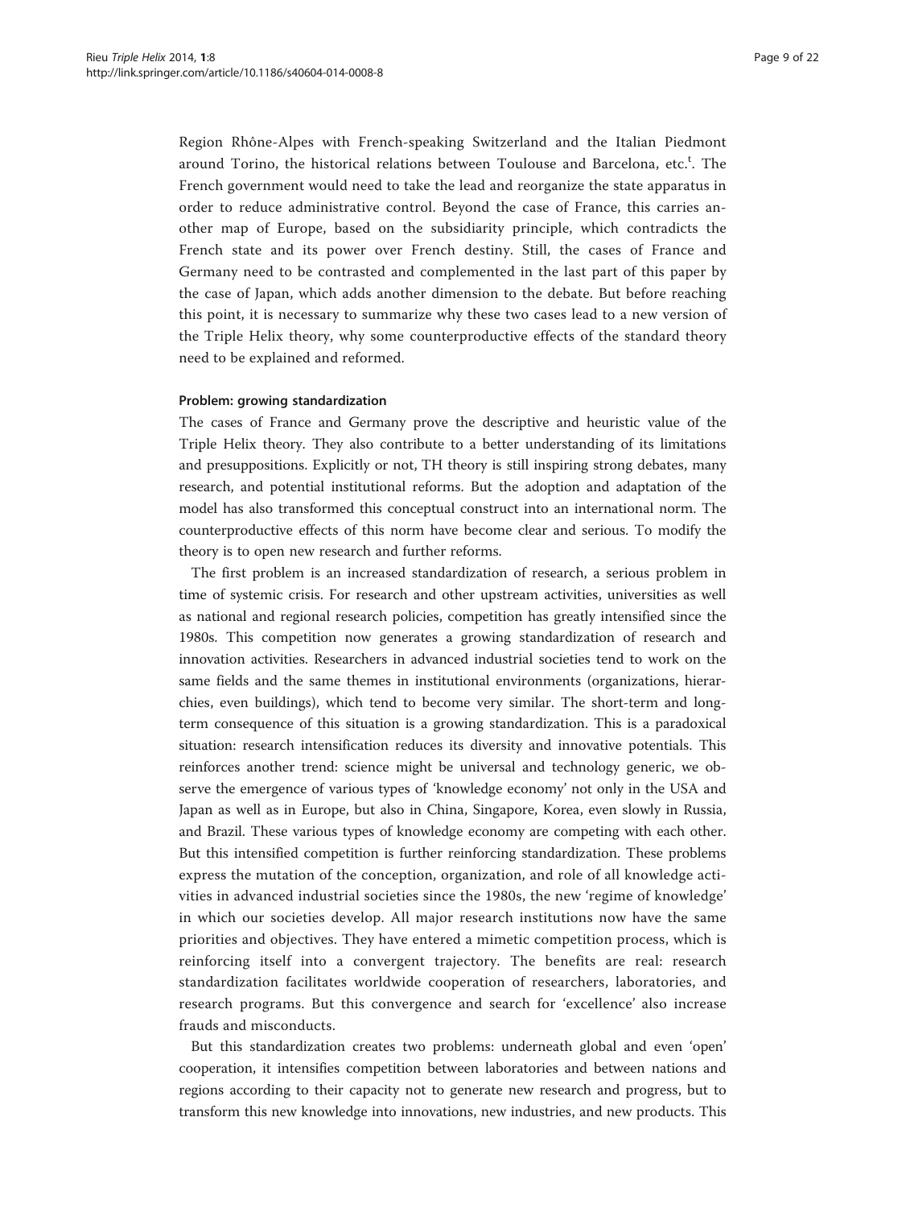Region Rhône-Alpes with French-speaking Switzerland and the Italian Piedmont around Torino, the historical relations between Toulouse and Barcelona, etc.[t]. The French government would need to take the lead and reorganize the state apparatus in order to reduce administrative control. Beyond the case of France, this carries another map of Europe, based on the subsidiarity principle, which contradicts the French state and its power over French destiny. Still, the cases of France and Germany need to be contrasted and complemented in the last part of this paper by the case of Japan, which adds another dimension to the debate. But before reaching this point, it is necessary to summarize why these two cases lead to a new version of the Triple Helix theory, why some counterproductive effects of the standard theory need to be explained and reformed.

#### Problem: growing standardization

The cases of France and Germany prove the descriptive and heuristic value of the Triple Helix theory. They also contribute to a better understanding of its limitations and presuppositions. Explicitly or not, TH theory is still inspiring strong debates, many research, and potential institutional reforms. But the adoption and adaptation of the model has also transformed this conceptual construct into an international norm. The counterproductive effects of this norm have become clear and serious. To modify the theory is to open new research and further reforms.

The first problem is an increased standardization of research, a serious problem in time of systemic crisis. For research and other upstream activities, universities as well as national and regional research policies, competition has greatly intensified since the 1980s. This competition now generates a growing standardization of research and innovation activities. Researchers in advanced industrial societies tend to work on the same fields and the same themes in institutional environments (organizations, hierarchies, even buildings), which tend to become very similar. The short-term and long-term consequence of this situation is a growing standardization. This is a paradoxical situation: research intensification reduces its diversity and innovative potentials. This reinforces another trend: science might be universal and technology generic, we observe the emergence of various types of 'knowledge economy' not only in the USA and Japan as well as in Europe, but also in China, Singapore, Korea, even slowly in Russia, and Brazil. These various types of knowledge economy are competing with each other. But this intensified competition is further reinforcing standardization. These problems express the mutation of the conception, organization, and role of all knowledge activities in advanced industrial societies since the 1980s, the new 'regime of knowledge' in which our societies develop. All major research institutions now have the same priorities and objectives. They have entered a mimetic competition process, which is reinforcing itself into a convergent trajectory. The benefits are real: research standardization facilitates worldwide cooperation of researchers, laboratories, and research programs. But this convergence and search for 'excellence' also increase frauds and misconducts.

But this standardization creates two problems: underneath global and even 'open' cooperation, it intensifies competition between laboratories and between nations and regions according to their capacity not to generate new research and progress, but to transform this new knowledge into innovations, new industries, and new products. This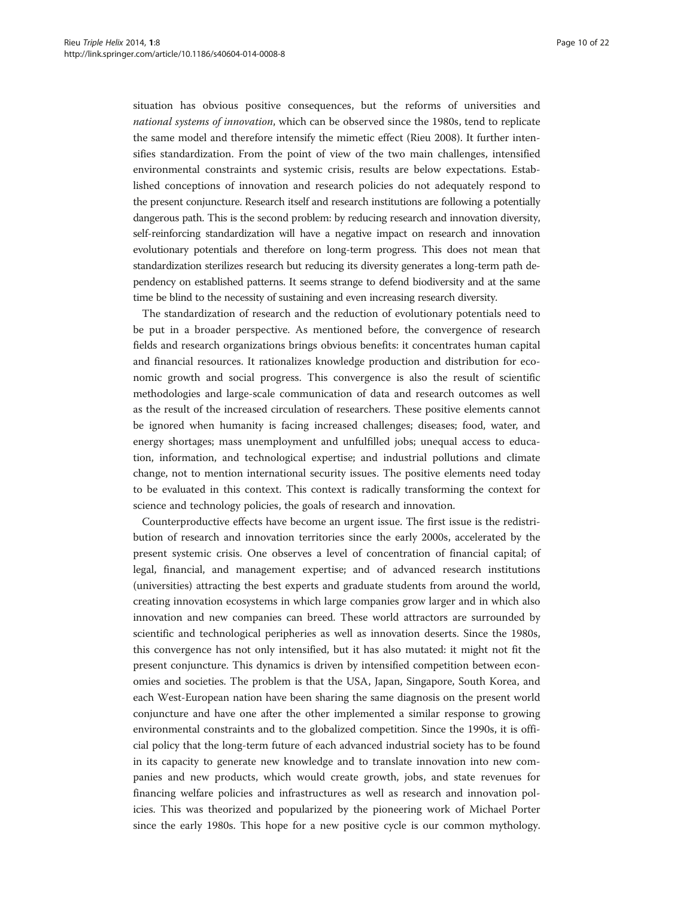situation has obvious positive consequences, but the reforms of universities and *national systems of innovation*, which can be observed since the 1980s, tend to replicate the same model and therefore intensify the mimetic effect (Rieu 2008). It further intensifies standardization. From the point of view of the two main challenges, intensified environmental constraints and systemic crisis, results are below expectations. Established conceptions of innovation and research policies do not adequately respond to the present conjuncture. Research itself and research institutions are following a potentially dangerous path. This is the second problem: by reducing research and innovation diversity, self-reinforcing standardization will have a negative impact on research and innovation evolutionary potentials and therefore on long-term progress. This does not mean that standardization sterilizes research but reducing its diversity generates a long-term path dependency on established patterns. It seems strange to defend biodiversity and at the same time be blind to the necessity of sustaining and even increasing research diversity.

The standardization of research and the reduction of evolutionary potentials need to be put in a broader perspective. As mentioned before, the convergence of research fields and research organizations brings obvious benefits: it concentrates human capital and financial resources. It rationalizes knowledge production and distribution for economic growth and social progress. This convergence is also the result of scientific methodologies and large-scale communication of data and research outcomes as well as the result of the increased circulation of researchers. These positive elements cannot be ignored when humanity is facing increased challenges; diseases; food, water, and energy shortages; mass unemployment and unfulfilled jobs; unequal access to education, information, and technological expertise; and industrial pollutions and climate change, not to mention international security issues. The positive elements need today to be evaluated in this context. This context is radically transforming the context for science and technology policies, the goals of research and innovation.

Counterproductive effects have become an urgent issue. The first issue is the redistribution of research and innovation territories since the early 2000s, accelerated by the present systemic crisis. One observes a level of concentration of financial capital; of legal, financial, and management expertise; and of advanced research institutions (universities) attracting the best experts and graduate students from around the world, creating innovation ecosystems in which large companies grow larger and in which also innovation and new companies can breed. These world attractors are surrounded by scientific and technological peripheries as well as innovation deserts. Since the 1980s, this convergence has not only intensified, but it has also mutated: it might not fit the present conjuncture. This dynamics is driven by intensified competition between economies and societies. The problem is that the USA, Japan, Singapore, South Korea, and each West-European nation have been sharing the same diagnosis on the present world conjuncture and have one after the other implemented a similar response to growing environmental constraints and to the globalized competition. Since the 1990s, it is official policy that the long-term future of each advanced industrial society has to be found in its capacity to generate new knowledge and to translate innovation into new companies and new products, which would create growth, jobs, and state revenues for financing welfare policies and infrastructures as well as research and innovation policies. This was theorized and popularized by the pioneering work of Michael Porter since the early 1980s. This hope for a new positive cycle is our common mythology.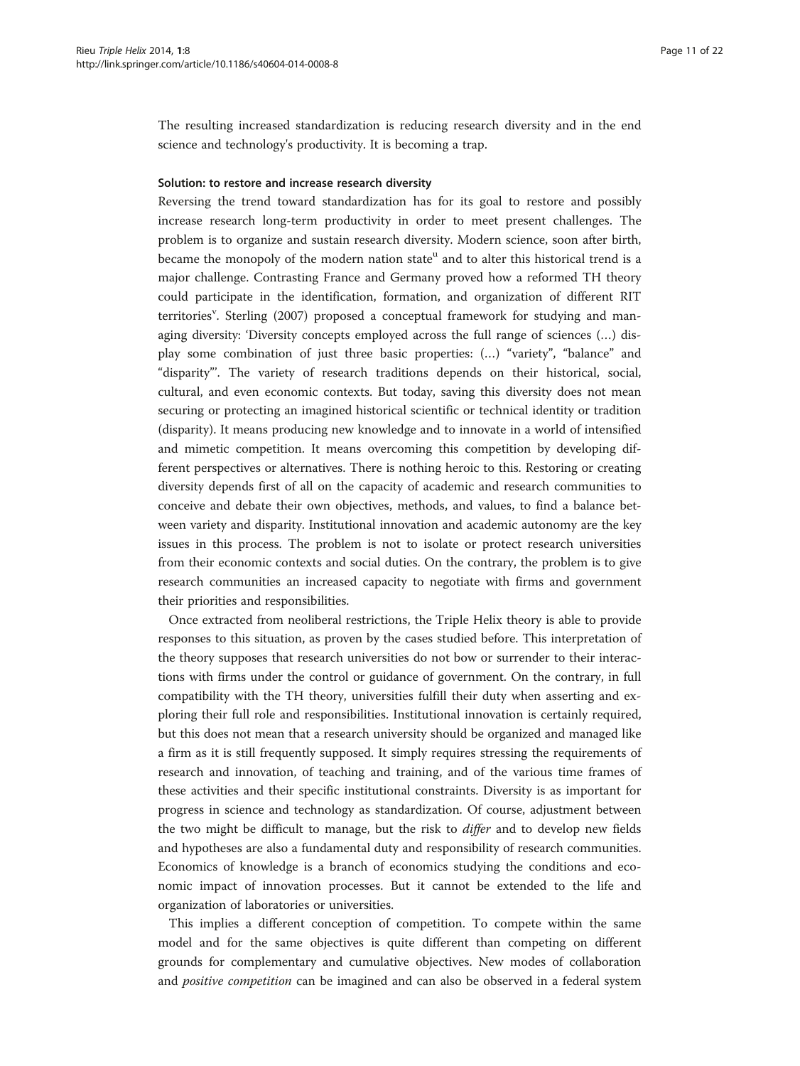The resulting increased standardization is reducing research diversity and in the end science and technology's productivity. It is becoming a trap.

#### Solution: to restore and increase research diversity

Reversing the trend toward standardization has for its goal to restore and possibly increase research long-term productivity in order to meet present challenges. The problem is to organize and sustain research diversity. Modern science, soon after birth, became the monopoly of the modern nation state[u] and to alter this historical trend is a major challenge. Contrasting France and Germany proved how a reformed TH theory could participate in the identification, formation, and organization of different RIT territories[v]. Sterling (2007) proposed a conceptual framework for studying and managing diversity: 'Diversity concepts employed across the full range of sciences (…) display some combination of just three basic properties: (…) "variety", "balance" and "disparity"'. The variety of research traditions depends on their historical, social, cultural, and even economic contexts. But today, saving this diversity does not mean securing or protecting an imagined historical scientific or technical identity or tradition (disparity). It means producing new knowledge and to innovate in a world of intensified and mimetic competition. It means overcoming this competition by developing different perspectives or alternatives. There is nothing heroic to this. Restoring or creating diversity depends first of all on the capacity of academic and research communities to conceive and debate their own objectives, methods, and values, to find a balance between variety and disparity. Institutional innovation and academic autonomy are the key issues in this process. The problem is not to isolate or protect research universities from their economic contexts and social duties. On the contrary, the problem is to give research communities an increased capacity to negotiate with firms and government their priorities and responsibilities.

Once extracted from neoliberal restrictions, the Triple Helix theory is able to provide responses to this situation, as proven by the cases studied before. This interpretation of the theory supposes that research universities do not bow or surrender to their interactions with firms under the control or guidance of government. On the contrary, in full compatibility with the TH theory, universities fulfill their duty when asserting and exploring their full role and responsibilities. Institutional innovation is certainly required, but this does not mean that a research university should be organized and managed like a firm as it is still frequently supposed. It simply requires stressing the requirements of research and innovation, of teaching and training, and of the various time frames of these activities and their specific institutional constraints. Diversity is as important for progress in science and technology as standardization. Of course, adjustment between the two might be difficult to manage, but the risk to *differ* and to develop new fields and hypotheses are also a fundamental duty and responsibility of research communities. Economics of knowledge is a branch of economics studying the conditions and economic impact of innovation processes. But it cannot be extended to the life and organization of laboratories or universities.

This implies a different conception of competition. To compete within the same model and for the same objectives is quite different than competing on different grounds for complementary and cumulative objectives. New modes of collaboration and *positive competition* can be imagined and can also be observed in a federal system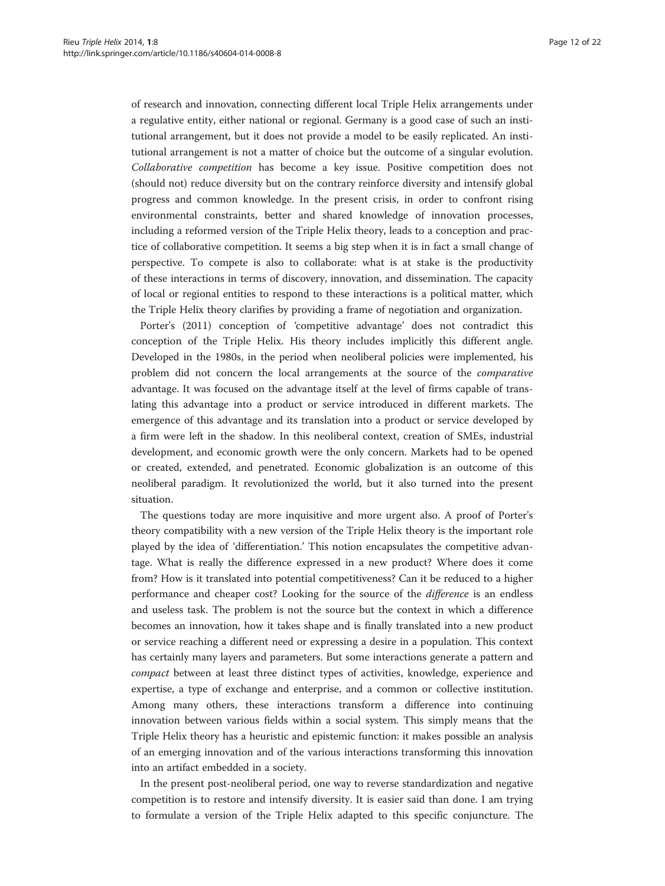of research and innovation, connecting different local Triple Helix arrangements under a regulative entity, either national or regional. Germany is a good case of such an institutional arrangement, but it does not provide a model to be easily replicated. An institutional arrangement is not a matter of choice but the outcome of a singular evolution. *Collaborative competition* has become a key issue. Positive competition does not (should not) reduce diversity but on the contrary reinforce diversity and intensify global progress and common knowledge. In the present crisis, in order to confront rising environmental constraints, better and shared knowledge of innovation processes, including a reformed version of the Triple Helix theory, leads to a conception and practice of collaborative competition. It seems a big step when it is in fact a small change of perspective. To compete is also to collaborate: what is at stake is the productivity of these interactions in terms of discovery, innovation, and dissemination. The capacity of local or regional entities to respond to these interactions is a political matter, which the Triple Helix theory clarifies by providing a frame of negotiation and organization.

Porter's (2011) conception of 'competitive advantage' does not contradict this conception of the Triple Helix. His theory includes implicitly this different angle. Developed in the 1980s, in the period when neoliberal policies were implemented, his problem did not concern the local arrangements at the source of the *comparative* advantage. It was focused on the advantage itself at the level of firms capable of translating this advantage into a product or service introduced in different markets. The emergence of this advantage and its translation into a product or service developed by a firm were left in the shadow. In this neoliberal context, creation of SMEs, industrial development, and economic growth were the only concern. Markets had to be opened or created, extended, and penetrated. Economic globalization is an outcome of this neoliberal paradigm. It revolutionized the world, but it also turned into the present situation.

The questions today are more inquisitive and more urgent also. A proof of Porter's theory compatibility with a new version of the Triple Helix theory is the important role played by the idea of 'differentiation.' This notion encapsulates the competitive advantage. What is really the difference expressed in a new product? Where does it come from? How is it translated into potential competitiveness? Can it be reduced to a higher performance and cheaper cost? Looking for the source of the *difference* is an endless and useless task. The problem is not the source but the context in which a difference becomes an innovation, how it takes shape and is finally translated into a new product or service reaching a different need or expressing a desire in a population. This context has certainly many layers and parameters. But some interactions generate a pattern and *compact* between at least three distinct types of activities, knowledge, experience and expertise, a type of exchange and enterprise, and a common or collective institution. Among many others, these interactions transform a difference into continuing innovation between various fields within a social system. This simply means that the Triple Helix theory has a heuristic and epistemic function: it makes possible an analysis of an emerging innovation and of the various interactions transforming this innovation into an artifact embedded in a society.

In the present post-neoliberal period, one way to reverse standardization and negative competition is to restore and intensify diversity. It is easier said than done. I am trying to formulate a version of the Triple Helix adapted to this specific conjuncture. The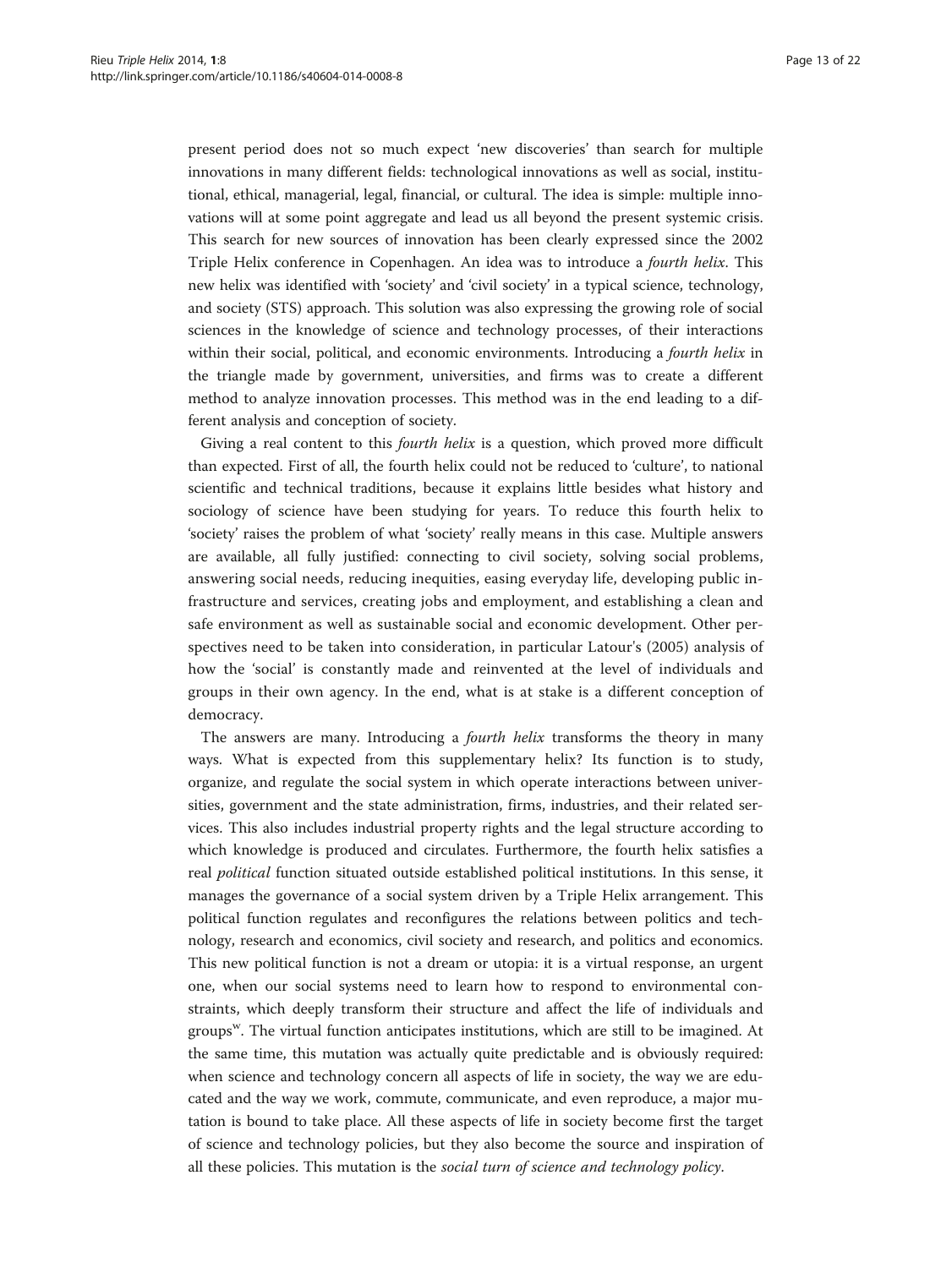present period does not so much expect 'new discoveries' than search for multiple innovations in many different fields: technological innovations as well as social, institutional, ethical, managerial, legal, financial, or cultural. The idea is simple: multiple innovations will at some point aggregate and lead us all beyond the present systemic crisis. This search for new sources of innovation has been clearly expressed since the 2002 Triple Helix conference in Copenhagen. An idea was to introduce a *fourth helix*. This new helix was identified with 'society' and 'civil society' in a typical science, technology, and society (STS) approach. This solution was also expressing the growing role of social sciences in the knowledge of science and technology processes, of their interactions within their social, political, and economic environments. Introducing a *fourth helix* in the triangle made by government, universities, and firms was to create a different method to analyze innovation processes. This method was in the end leading to a different analysis and conception of society.

Giving a real content to this *fourth helix* is a question, which proved more difficult than expected. First of all, the fourth helix could not be reduced to 'culture', to national scientific and technical traditions, because it explains little besides what history and sociology of science have been studying for years. To reduce this fourth helix to 'society' raises the problem of what 'society' really means in this case. Multiple answers are available, all fully justified: connecting to civil society, solving social problems, answering social needs, reducing inequities, easing everyday life, developing public infrastructure and services, creating jobs and employment, and establishing a clean and safe environment as well as sustainable social and economic development. Other perspectives need to be taken into consideration, in particular Latour's (2005) analysis of how the 'social' is constantly made and reinvented at the level of individuals and groups in their own agency. In the end, what is at stake is a different conception of democracy.

The answers are many. Introducing a *fourth helix* transforms the theory in many ways. What is expected from this supplementary helix? Its function is to study, organize, and regulate the social system in which operate interactions between universities, government and the state administration, firms, industries, and their related services. This also includes industrial property rights and the legal structure according to which knowledge is produced and circulates. Furthermore, the fourth helix satisfies a real *political* function situated outside established political institutions. In this sense, it manages the governance of a social system driven by a Triple Helix arrangement. This political function regulates and reconfigures the relations between politics and technology, research and economics, civil society and research, and politics and economics. This new political function is not a dream or utopia: it is a virtual response, an urgent one, when our social systems need to learn how to respond to environmental constraints, which deeply transform their structure and affect the life of individuals and groups[w]. The virtual function anticipates institutions, which are still to be imagined. At the same time, this mutation was actually quite predictable and is obviously required: when science and technology concern all aspects of life in society, the way we are educated and the way we work, commute, communicate, and even reproduce, a major mutation is bound to take place. All these aspects of life in society become first the target of science and technology policies, but they also become the source and inspiration of all these policies. This mutation is the *social turn of science and technology policy*.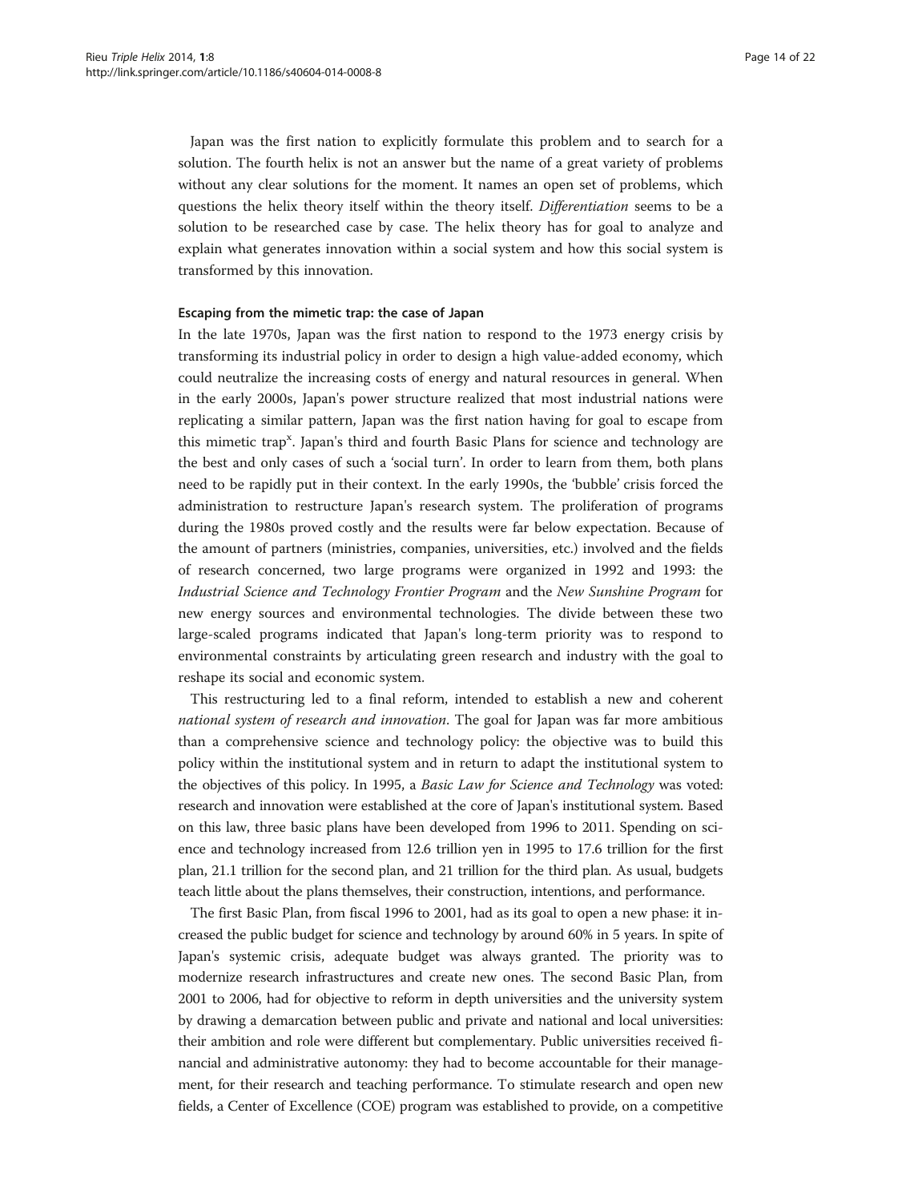Japan was the first nation to explicitly formulate this problem and to search for a solution. The fourth helix is not an answer but the name of a great variety of problems without any clear solutions for the moment. It names an open set of problems, which questions the helix theory itself within the theory itself. *Differentiation* seems to be a solution to be researched case by case. The helix theory has for goal to analyze and explain what generates innovation within a social system and how this social system is transformed by this innovation.

#### Escaping from the mimetic trap: the case of Japan

In the late 1970s, Japan was the first nation to respond to the 1973 energy crisis by transforming its industrial policy in order to design a high value-added economy, which could neutralize the increasing costs of energy and natural resources in general. When in the early 2000s, Japan's power structure realized that most industrial nations were replicating a similar pattern, Japan was the first nation having for goal to escape from this mimetic trap[x]. Japan's third and fourth Basic Plans for science and technology are the best and only cases of such a 'social turn'. In order to learn from them, both plans need to be rapidly put in their context. In the early 1990s, the 'bubble' crisis forced the administration to restructure Japan's research system. The proliferation of programs during the 1980s proved costly and the results were far below expectation. Because of the amount of partners (ministries, companies, universities, etc.) involved and the fields of research concerned, two large programs were organized in 1992 and 1993: the *Industrial Science and Technology Frontier Program* and the *New Sunshine Program* for new energy sources and environmental technologies. The divide between these two large-scaled programs indicated that Japan's long-term priority was to respond to environmental constraints by articulating green research and industry with the goal to reshape its social and economic system.

This restructuring led to a final reform, intended to establish a new and coherent *national system of research and innovation*. The goal for Japan was far more ambitious than a comprehensive science and technology policy: the objective was to build this policy within the institutional system and in return to adapt the institutional system to the objectives of this policy. In 1995, a *Basic Law for Science and Technology* was voted: research and innovation were established at the core of Japan's institutional system. Based on this law, three basic plans have been developed from 1996 to 2011. Spending on science and technology increased from 12.6 trillion yen in 1995 to 17.6 trillion for the first plan, 21.1 trillion for the second plan, and 21 trillion for the third plan. As usual, budgets teach little about the plans themselves, their construction, intentions, and performance.

The first Basic Plan, from fiscal 1996 to 2001, had as its goal to open a new phase: it increased the public budget for science and technology by around 60% in 5 years. In spite of Japan's systemic crisis, adequate budget was always granted. The priority was to modernize research infrastructures and create new ones. The second Basic Plan, from 2001 to 2006, had for objective to reform in depth universities and the university system by drawing a demarcation between public and private and national and local universities: their ambition and role were different but complementary. Public universities received financial and administrative autonomy: they had to become accountable for their management, for their research and teaching performance. To stimulate research and open new fields, a Center of Excellence (COE) program was established to provide, on a competitive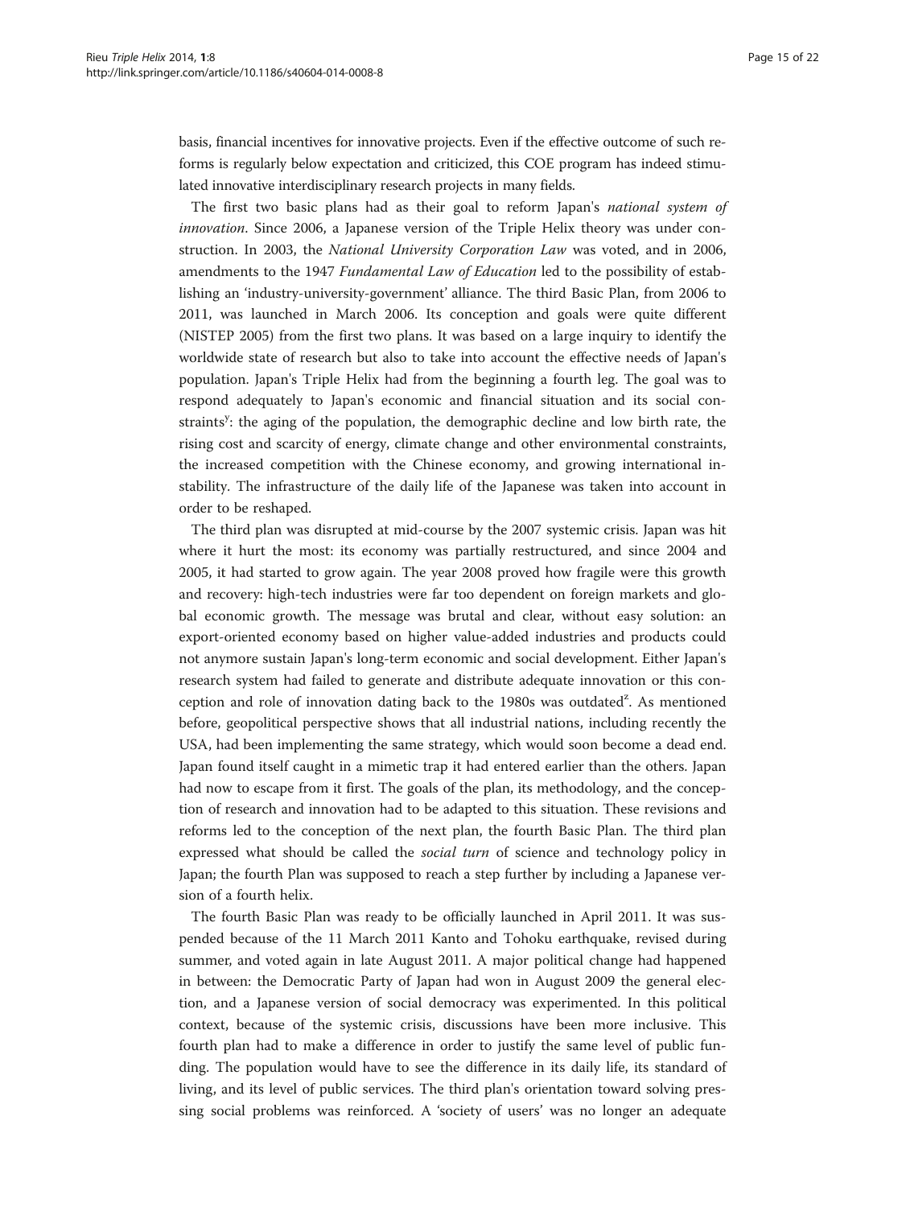basis, financial incentives for innovative projects. Even if the effective outcome of such reforms is regularly below expectation and criticized, this COE program has indeed stimulated innovative interdisciplinary research projects in many fields.

The first two basic plans had as their goal to reform Japan's *national system of innovation*. Since 2006, a Japanese version of the Triple Helix theory was under construction. In 2003, the *National University Corporation Law* was voted, and in 2006, amendments to the 1947 *Fundamental Law of Education* led to the possibility of establishing an 'industry-university-government' alliance. The third Basic Plan, from 2006 to 2011, was launched in March 2006. Its conception and goals were quite different (NISTEP 2005) from the first two plans. It was based on a large inquiry to identify the worldwide state of research but also to take into account the effective needs of Japan's population. Japan's Triple Helix had from the beginning a fourth leg. The goal was to respond adequately to Japan's economic and financial situation and its social constraints[y]: the aging of the population, the demographic decline and low birth rate, the rising cost and scarcity of energy, climate change and other environmental constraints, the increased competition with the Chinese economy, and growing international instability. The infrastructure of the daily life of the Japanese was taken into account in order to be reshaped.

The third plan was disrupted at mid-course by the 2007 systemic crisis. Japan was hit where it hurt the most: its economy was partially restructured, and since 2004 and 2005, it had started to grow again. The year 2008 proved how fragile were this growth and recovery: high-tech industries were far too dependent on foreign markets and global economic growth. The message was brutal and clear, without easy solution: an export-oriented economy based on higher value-added industries and products could not anymore sustain Japan's long-term economic and social development. Either Japan's research system had failed to generate and distribute adequate innovation or this conception and role of innovation dating back to the 1980s was outdated[z]. As mentioned before, geopolitical perspective shows that all industrial nations, including recently the USA, had been implementing the same strategy, which would soon become a dead end. Japan found itself caught in a mimetic trap it had entered earlier than the others. Japan had now to escape from it first. The goals of the plan, its methodology, and the conception of research and innovation had to be adapted to this situation. These revisions and reforms led to the conception of the next plan, the fourth Basic Plan. The third plan expressed what should be called the *social turn* of science and technology policy in Japan; the fourth Plan was supposed to reach a step further by including a Japanese version of a fourth helix.

The fourth Basic Plan was ready to be officially launched in April 2011. It was suspended because of the 11 March 2011 Kanto and Tohoku earthquake, revised during summer, and voted again in late August 2011. A major political change had happened in between: the Democratic Party of Japan had won in August 2009 the general election, and a Japanese version of social democracy was experimented. In this political context, because of the systemic crisis, discussions have been more inclusive. This fourth plan had to make a difference in order to justify the same level of public funding. The population would have to see the difference in its daily life, its standard of living, and its level of public services. The third plan's orientation toward solving pressing social problems was reinforced. A 'society of users' was no longer an adequate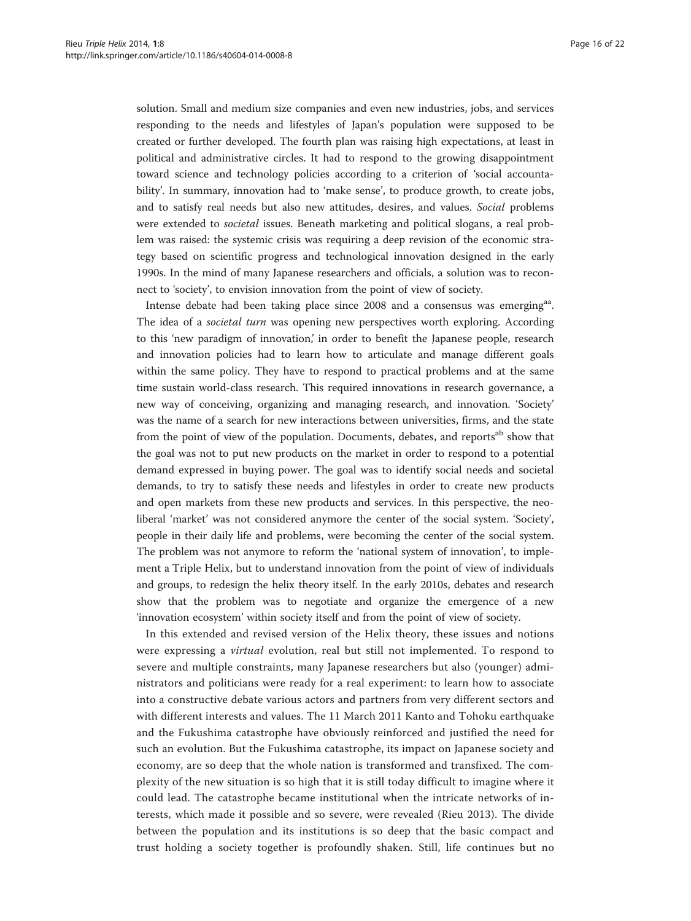solution. Small and medium size companies and even new industries, jobs, and services responding to the needs and lifestyles of Japan's population were supposed to be created or further developed. The fourth plan was raising high expectations, at least in political and administrative circles. It had to respond to the growing disappointment toward science and technology policies according to a criterion of 'social accountability'. In summary, innovation had to 'make sense', to produce growth, to create jobs, and to satisfy real needs but also new attitudes, desires, and values. *Social* problems were extended to *societal* issues. Beneath marketing and political slogans, a real problem was raised: the systemic crisis was requiring a deep revision of the economic strategy based on scientific progress and technological innovation designed in the early 1990s. In the mind of many Japanese researchers and officials, a solution was to reconnect to 'society', to envision innovation from the point of view of society.

Intense debate had been taking place since 2008 and a consensus was emerging[aa]. The idea of a *societal turn* was opening new perspectives worth exploring. According to this 'new paradigm of innovation,' in order to benefit the Japanese people, research and innovation policies had to learn how to articulate and manage different goals within the same policy. They have to respond to practical problems and at the same time sustain world-class research. This required innovations in research governance, a new way of conceiving, organizing and managing research, and innovation. 'Society' was the name of a search for new interactions between universities, firms, and the state from the point of view of the population. Documents, debates, and reports[ab] show that the goal was not to put new products on the market in order to respond to a potential demand expressed in buying power. The goal was to identify social needs and societal demands, to try to satisfy these needs and lifestyles in order to create new products and open markets from these new products and services. In this perspective, the neoliberal 'market' was not considered anymore the center of the social system. 'Society', people in their daily life and problems, were becoming the center of the social system. The problem was not anymore to reform the 'national system of innovation', to implement a Triple Helix, but to understand innovation from the point of view of individuals and groups, to redesign the helix theory itself. In the early 2010s, debates and research show that the problem was to negotiate and organize the emergence of a new 'innovation ecosystem' within society itself and from the point of view of society.

In this extended and revised version of the Helix theory, these issues and notions were expressing a *virtual* evolution, real but still not implemented. To respond to severe and multiple constraints, many Japanese researchers but also (younger) administrators and politicians were ready for a real experiment: to learn how to associate into a constructive debate various actors and partners from very different sectors and with different interests and values. The 11 March 2011 Kanto and Tohoku earthquake and the Fukushima catastrophe have obviously reinforced and justified the need for such an evolution. But the Fukushima catastrophe, its impact on Japanese society and economy, are so deep that the whole nation is transformed and transfixed. The complexity of the new situation is so high that it is still today difficult to imagine where it could lead. The catastrophe became institutional when the intricate networks of interests, which made it possible and so severe, were revealed (Rieu 2013). The divide between the population and its institutions is so deep that the basic compact and trust holding a society together is profoundly shaken. Still, life continues but no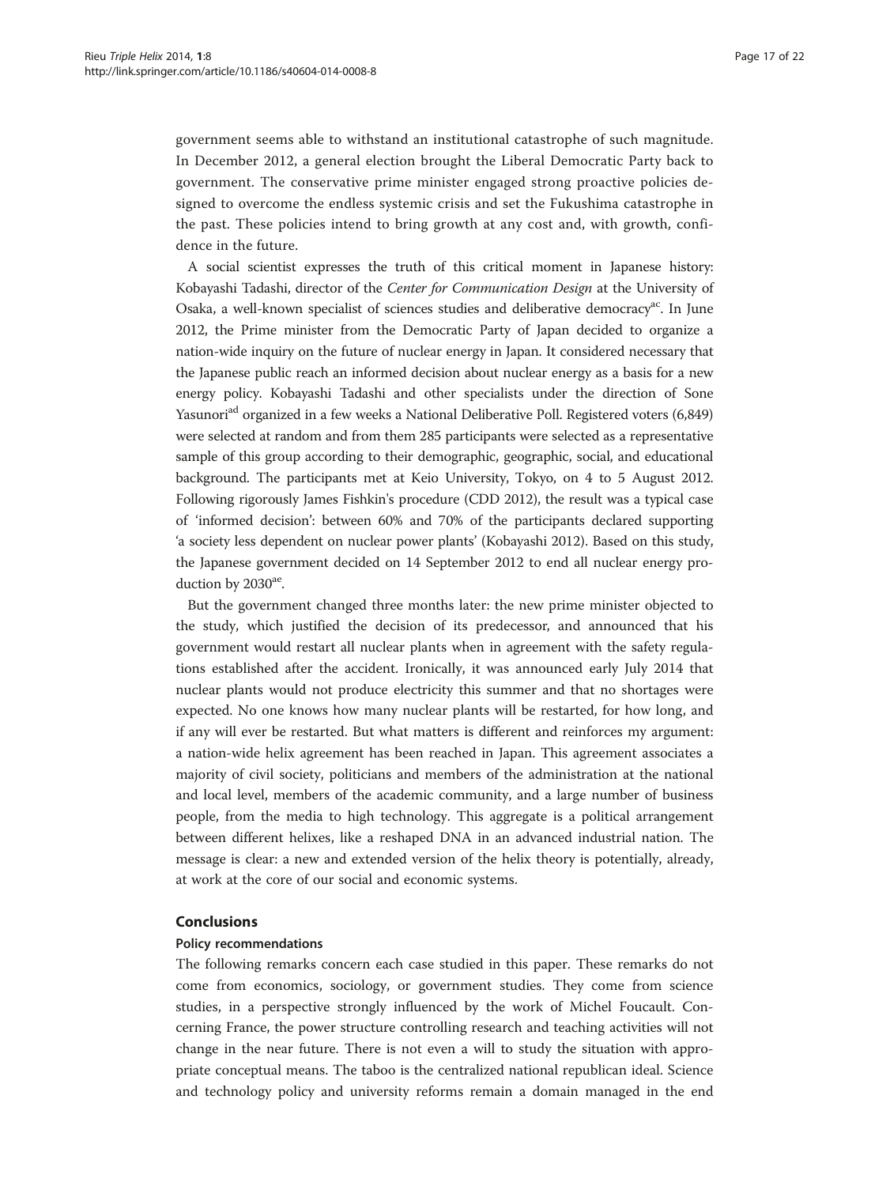government seems able to withstand an institutional catastrophe of such magnitude. In December 2012, a general election brought the Liberal Democratic Party back to government. The conservative prime minister engaged strong proactive policies designed to overcome the endless systemic crisis and set the Fukushima catastrophe in the past. These policies intend to bring growth at any cost and, with growth, confidence in the future.

A social scientist expresses the truth of this critical moment in Japanese history: Kobayashi Tadashi, director of the *Center for Communication Design* at the University of Osaka, a well-known specialist of sciences studies and deliberative democracy[ac]. In June 2012, the Prime minister from the Democratic Party of Japan decided to organize a nation-wide inquiry on the future of nuclear energy in Japan. It considered necessary that the Japanese public reach an informed decision about nuclear energy as a basis for a new energy policy. Kobayashi Tadashi and other specialists under the direction of Sone Yasunori[ad] organized in a few weeks a National Deliberative Poll. Registered voters (6,849) were selected at random and from them 285 participants were selected as a representative sample of this group according to their demographic, geographic, social, and educational background. The participants met at Keio University, Tokyo, on 4 to 5 August 2012. Following rigorously James Fishkin's procedure (CDD 2012), the result was a typical case of 'informed decision': between 60% and 70% of the participants declared supporting 'a society less dependent on nuclear power plants' (Kobayashi 2012). Based on this study, the Japanese government decided on 14 September 2012 to end all nuclear energy production by 2030[ae].

But the government changed three months later: the new prime minister objected to the study, which justified the decision of its predecessor, and announced that his government would restart all nuclear plants when in agreement with the safety regulations established after the accident. Ironically, it was announced early July 2014 that nuclear plants would not produce electricity this summer and that no shortages were expected. No one knows how many nuclear plants will be restarted, for how long, and if any will ever be restarted. But what matters is different and reinforces my argument: a nation-wide helix agreement has been reached in Japan. This agreement associates a majority of civil society, politicians and members of the administration at the national and local level, members of the academic community, and a large number of business people, from the media to high technology. This aggregate is a political arrangement between different helixes, like a reshaped DNA in an advanced industrial nation. The message is clear: a new and extended version of the helix theory is potentially, already, at work at the core of our social and economic systems.

## Conclusions

### Policy recommendations

The following remarks concern each case studied in this paper. These remarks do not come from economics, sociology, or government studies. They come from science studies, in a perspective strongly influenced by the work of Michel Foucault. Concerning France, the power structure controlling research and teaching activities will not change in the near future. There is not even a will to study the situation with appropriate conceptual means. The taboo is the centralized national republican ideal. Science and technology policy and university reforms remain a domain managed in the end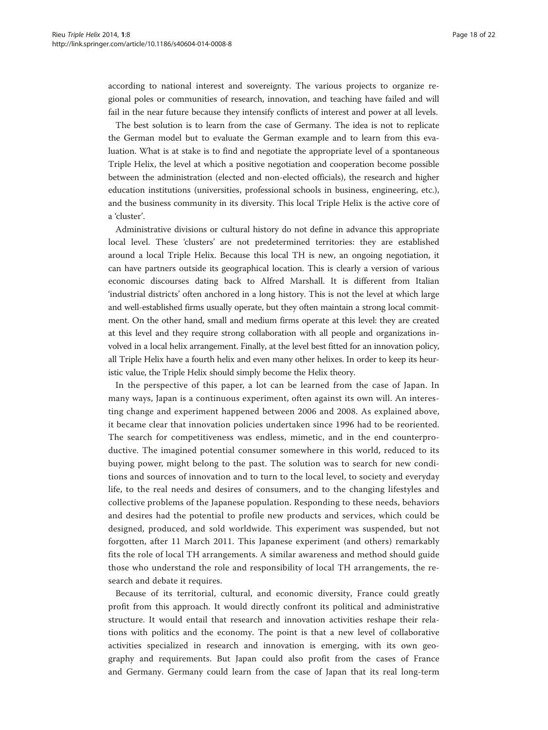according to national interest and sovereignty. The various projects to organize regional poles or communities of research, innovation, and teaching have failed and will fail in the near future because they intensify conflicts of interest and power at all levels.

The best solution is to learn from the case of Germany. The idea is not to replicate the German model but to evaluate the German example and to learn from this evaluation. What is at stake is to find and negotiate the appropriate level of a spontaneous Triple Helix, the level at which a positive negotiation and cooperation become possible between the administration (elected and non-elected officials), the research and higher education institutions (universities, professional schools in business, engineering, etc.), and the business community in its diversity. This local Triple Helix is the active core of a 'cluster'.

Administrative divisions or cultural history do not define in advance this appropriate local level. These 'clusters' are not predetermined territories: they are established around a local Triple Helix. Because this local TH is new, an ongoing negotiation, it can have partners outside its geographical location. This is clearly a version of various economic discourses dating back to Alfred Marshall. It is different from Italian 'industrial districts' often anchored in a long history. This is not the level at which large and well-established firms usually operate, but they often maintain a strong local commitment. On the other hand, small and medium firms operate at this level: they are created at this level and they require strong collaboration with all people and organizations involved in a local helix arrangement. Finally, at the level best fitted for an innovation policy, all Triple Helix have a fourth helix and even many other helixes. In order to keep its heuristic value, the Triple Helix should simply become the Helix theory.

In the perspective of this paper, a lot can be learned from the case of Japan. In many ways, Japan is a continuous experiment, often against its own will. An interesting change and experiment happened between 2006 and 2008. As explained above, it became clear that innovation policies undertaken since 1996 had to be reoriented. The search for competitiveness was endless, mimetic, and in the end counterproductive. The imagined potential consumer somewhere in this world, reduced to its buying power, might belong to the past. The solution was to search for new conditions and sources of innovation and to turn to the local level, to society and everyday life, to the real needs and desires of consumers, and to the changing lifestyles and collective problems of the Japanese population. Responding to these needs, behaviors and desires had the potential to profile new products and services, which could be designed, produced, and sold worldwide. This experiment was suspended, but not forgotten, after 11 March 2011. This Japanese experiment (and others) remarkably fits the role of local TH arrangements. A similar awareness and method should guide those who understand the role and responsibility of local TH arrangements, the research and debate it requires.

Because of its territorial, cultural, and economic diversity, France could greatly profit from this approach. It would directly confront its political and administrative structure. It would entail that research and innovation activities reshape their relations with politics and the economy. The point is that a new level of collaborative activities specialized in research and innovation is emerging, with its own geography and requirements. But Japan could also profit from the cases of France and Germany. Germany could learn from the case of Japan that its real long-term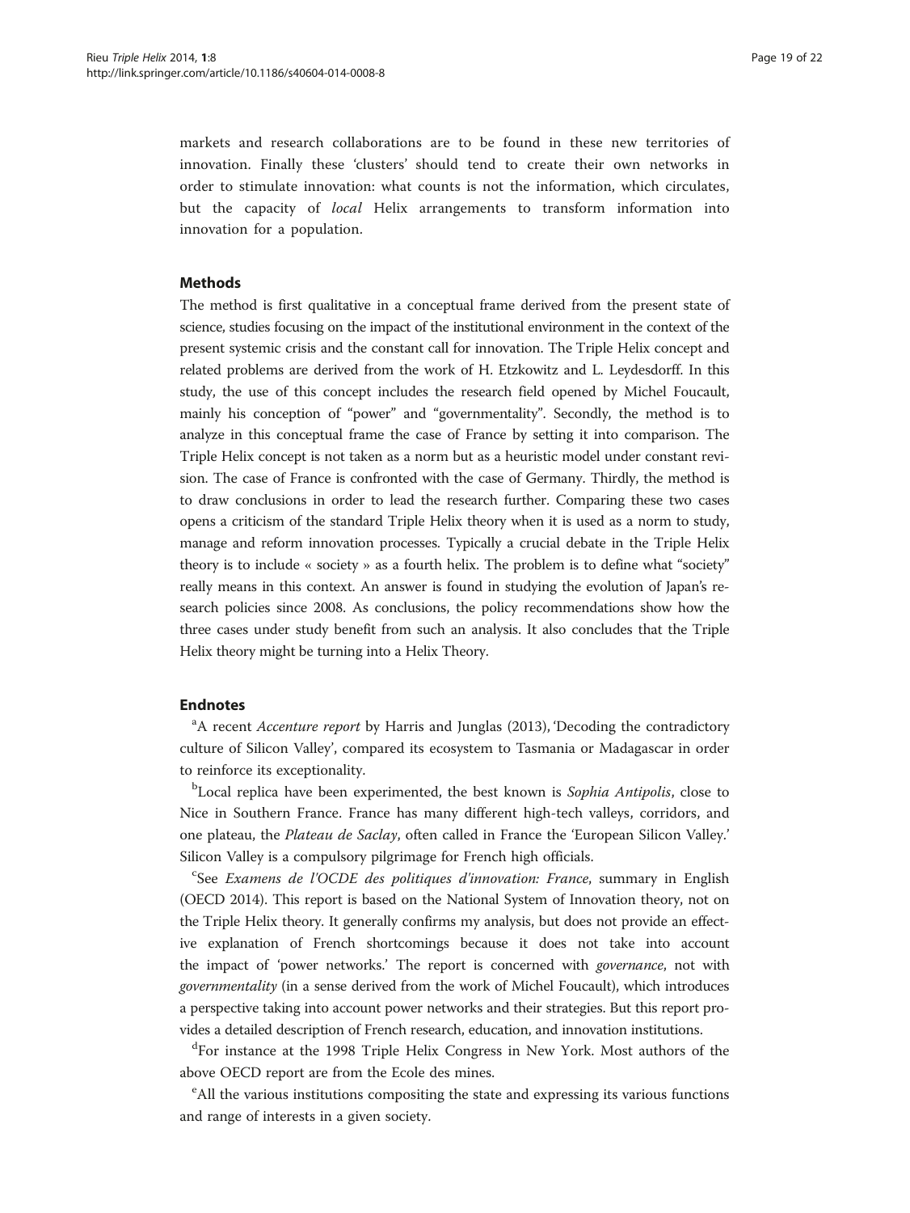markets and research collaborations are to be found in these new territories of innovation. Finally these 'clusters' should tend to create their own networks in order to stimulate innovation: what counts is not the information, which circulates, but the capacity of *local* Helix arrangements to transform information into innovation for a population.

## Methods

The method is first qualitative in a conceptual frame derived from the present state of science, studies focusing on the impact of the institutional environment in the context of the present systemic crisis and the constant call for innovation. The Triple Helix concept and related problems are derived from the work of H. Etzkowitz and L. Leydesdorff. In this study, the use of this concept includes the research field opened by Michel Foucault, mainly his conception of "power" and "governmentality". Secondly, the method is to analyze in this conceptual frame the case of France by setting it into comparison. The Triple Helix concept is not taken as a norm but as a heuristic model under constant revision. The case of France is confronted with the case of Germany. Thirdly, the method is to draw conclusions in order to lead the research further. Comparing these two cases opens a criticism of the standard Triple Helix theory when it is used as a norm to study, manage and reform innovation processes. Typically a crucial debate in the Triple Helix theory is to include « society » as a fourth helix. The problem is to define what "society" really means in this context. An answer is found in studying the evolution of Japan's research policies since 2008. As conclusions, the policy recommendations show how the three cases under study benefit from such an analysis. It also concludes that the Triple Helix theory might be turning into a Helix Theory.

## Endnotes

[a]A recent *Accenture report* by Harris and Junglas (2013), 'Decoding the contradictory culture of Silicon Valley', compared its ecosystem to Tasmania or Madagascar in order to reinforce its exceptionality.

[b]Local replica have been experimented, the best known is *Sophia Antipolis*, close to Nice in Southern France. France has many different high-tech valleys, corridors, and one plateau, the *Plateau de Saclay*, often called in France the 'European Silicon Valley.' Silicon Valley is a compulsory pilgrimage for French high officials.

[c]See *Examens de l'OCDE des politiques d'innovation: France*, summary in English (OECD 2014). This report is based on the National System of Innovation theory, not on the Triple Helix theory. It generally confirms my analysis, but does not provide an effective explanation of French shortcomings because it does not take into account the impact of 'power networks.' The report is concerned with *governance*, not with *governmentality* (in a sense derived from the work of Michel Foucault), which introduces a perspective taking into account power networks and their strategies. But this report provides a detailed description of French research, education, and innovation institutions.

[d]For instance at the 1998 Triple Helix Congress in New York. Most authors of the above OECD report are from the Ecole des mines.

[e]All the various institutions compositing the state and expressing its various functions and range of interests in a given society.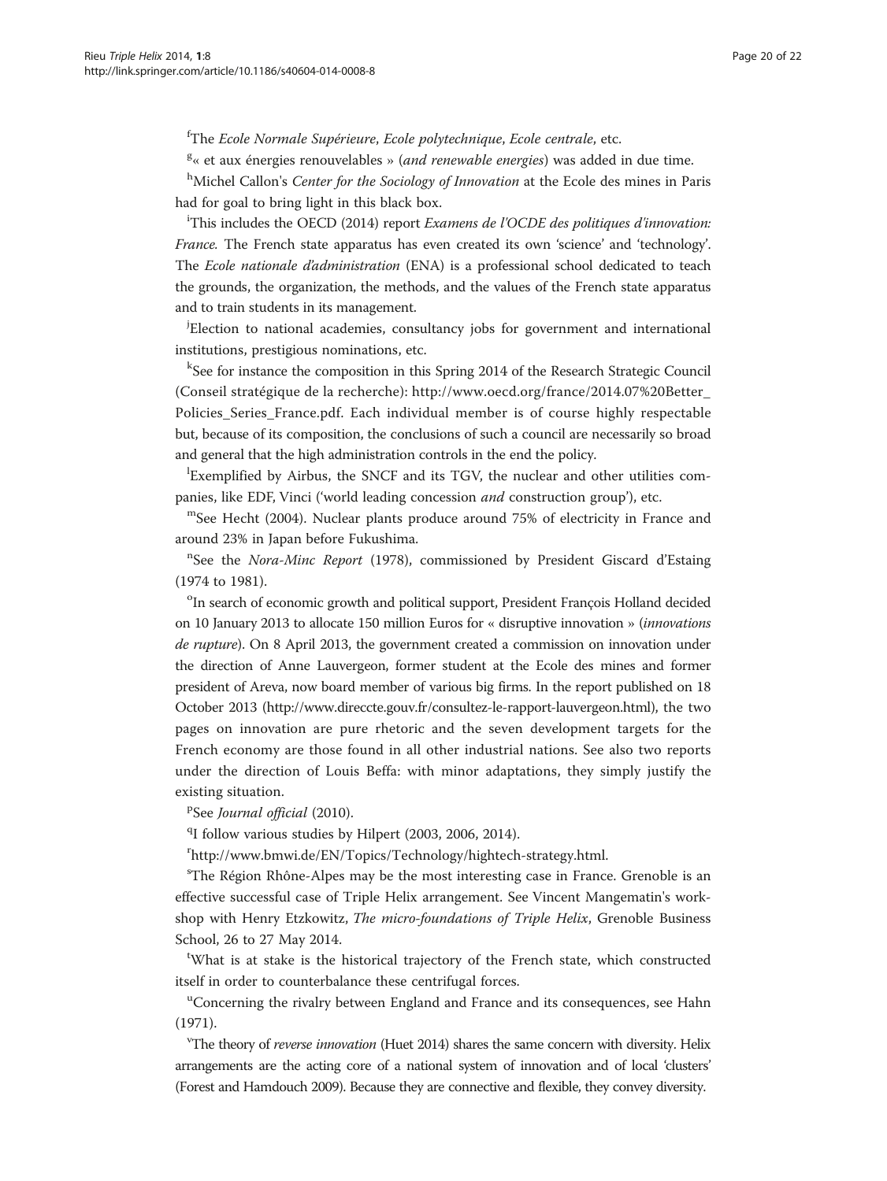[f]The *Ecole Normale Supérieure*, *Ecole polytechnique*, *Ecole centrale*, etc.

[g]« et aux énergies renouvelables » (*and renewable energies*) was added in due time.

[h]Michel Callon's *Center for the Sociology of Innovation* at the Ecole des mines in Paris had for goal to bring light in this black box.

[i]This includes the OECD (2014) report *Examens de l'OCDE des politiques d'innovation: France.* The French state apparatus has even created its own 'science' and 'technology'. The *Ecole nationale d'administration* (ENA) is a professional school dedicated to teach the grounds, the organization, the methods, and the values of the French state apparatus and to train students in its management.

[j]Election to national academies, consultancy jobs for government and international institutions, prestigious nominations, etc.

[k]See for instance the composition in this Spring 2014 of the Research Strategic Council (Conseil stratégique de la recherche): http://www.oecd.org/france/2014.07%20Better_Policies_Series_France.pdf. Each individual member is of course highly respectable but, because of its composition, the conclusions of such a council are necessarily so broad and general that the high administration controls in the end the policy.

[l]Exemplified by Airbus, the SNCF and its TGV, the nuclear and other utilities companies, like EDF, Vinci ('world leading concession *and* construction group'), etc.

[m]See Hecht (2004). Nuclear plants produce around 75% of electricity in France and around 23% in Japan before Fukushima.

[n]See the *Nora-Minc Report* (1978), commissioned by President Giscard d'Estaing (1974 to 1981).

[o]In search of economic growth and political support, President François Holland decided on 10 January 2013 to allocate 150 million Euros for « disruptive innovation » (*innovations de rupture*). On 8 April 2013, the government created a commission on innovation under the direction of Anne Lauvergeon, former student at the Ecole des mines and former president of Areva, now board member of various big firms. In the report published on 18 October 2013 (http://www.direccte.gouv.fr/consultez-le-rapport-lauvergeon.html), the two pages on innovation are pure rhetoric and the seven development targets for the French economy are those found in all other industrial nations. See also two reports under the direction of Louis Beffa: with minor adaptations, they simply justify the existing situation.

[p]See *Journal official* (2010).

[q]I follow various studies by Hilpert (2003, 2006, 2014).

[r]http://www.bmwi.de/EN/Topics/Technology/hightech-strategy.html.

[s]The Région Rhône-Alpes may be the most interesting case in France. Grenoble is an effective successful case of Triple Helix arrangement. See Vincent Mangematin's workshop with Henry Etzkowitz, *The micro-foundations of Triple Helix*, Grenoble Business School, 26 to 27 May 2014.

[t]What is at stake is the historical trajectory of the French state, which constructed itself in order to counterbalance these centrifugal forces.

[u]Concerning the rivalry between England and France and its consequences, see Hahn (1971).

[v]The theory of *reverse innovation* (Huet 2014) shares the same concern with diversity. Helix arrangements are the acting core of a national system of innovation and of local 'clusters' (Forest and Hamdouch 2009). Because they are connective and flexible, they convey diversity.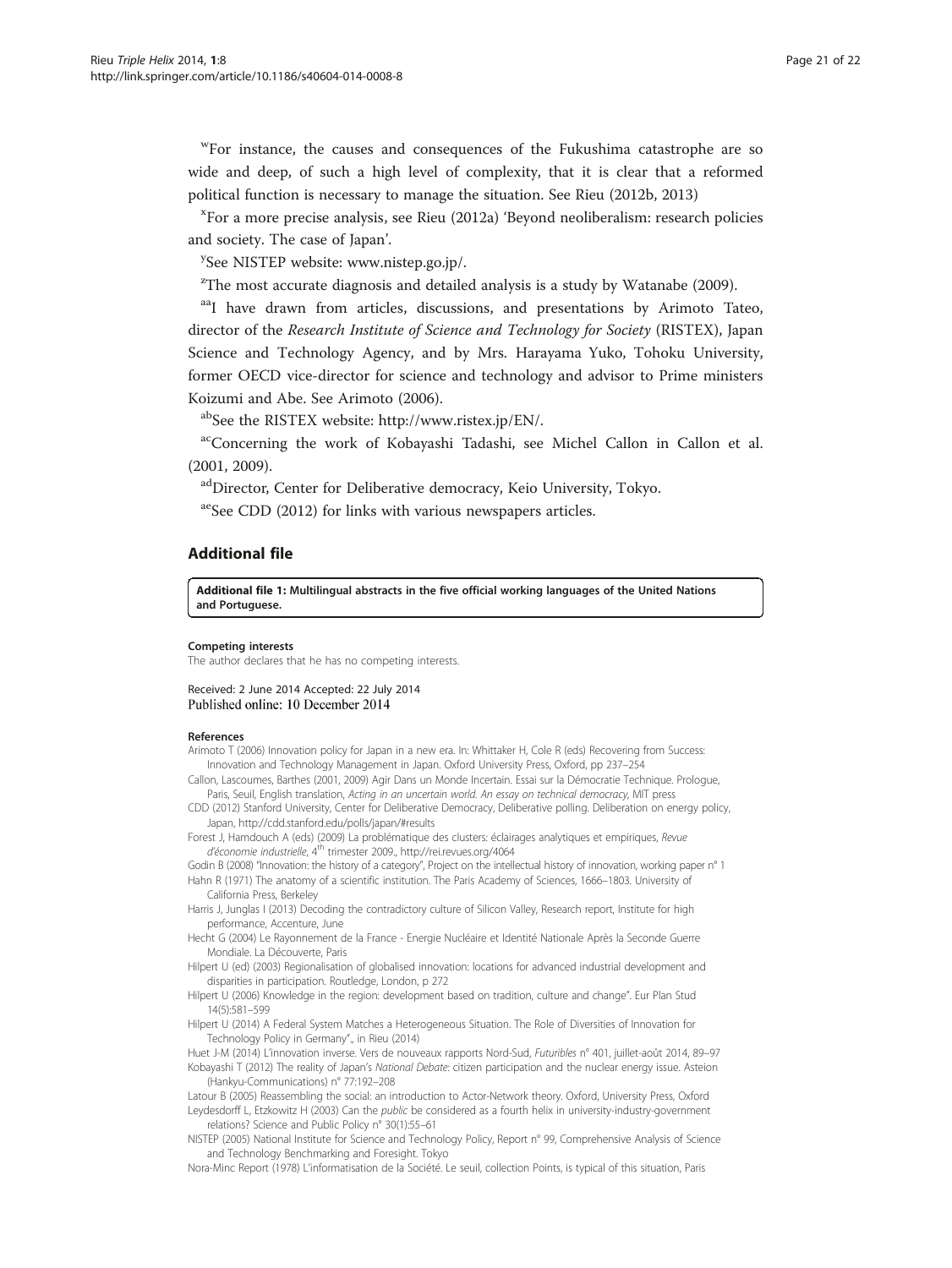[w]For instance, the causes and consequences of the Fukushima catastrophe are so wide and deep, of such a high level of complexity, that it is clear that a reformed political function is necessary to manage the situation. See Rieu (2012b, 2013)

[x]For a more precise analysis, see Rieu (2012a) 'Beyond neoliberalism: research policies and society. The case of Japan'.

[y]See NISTEP website: www.nistep.go.jp/.

[z]The most accurate diagnosis and detailed analysis is a study by Watanabe (2009).

[aa]I have drawn from articles, discussions, and presentations by Arimoto Tateo, director of the *Research Institute of Science and Technology for Society* (RISTEX), Japan Science and Technology Agency, and by Mrs. Harayama Yuko, Tohoku University, former OECD vice-director for science and technology and advisor to Prime ministers Koizumi and Abe. See Arimoto (2006).

[ab]See the RISTEX website: http://www.ristex.jp/EN/.

[ac]Concerning the work of Kobayashi Tadashi, see Michel Callon in Callon et al. (2001, 2009).

[ad]Director, Center for Deliberative democracy, Keio University, Tokyo.

[ae]See CDD (2012) for links with various newspapers articles.

## Additional file

**Additional file 1: Multilingual abstracts in the five official working languages of the United Nations and Portuguese.**

#### Competing interests

The author declares that he has no competing interests.

Received: 2 June 2014 Accepted: 22 July 2014
Published online: 10 December 2014

#### References

Arimoto T (2006) Innovation policy for Japan in a new era. In: Whittaker H, Cole R (eds) Recovering from Success: Innovation and Technology Management in Japan. Oxford University Press, Oxford, pp 237–254

Callon, Lascoumes, Barthes (2001, 2009) Agir Dans un Monde Incertain. Essai sur la Démocratie Technique. Prologue, Paris, Seuil, English translation, *Acting in an uncertain world. An essay on technical democracy*, MIT press

CDD (2012) Stanford University, Center for Deliberative Democracy, Deliberative polling. Deliberation on energy policy, Japan, http://cdd.stanford.edu/polls/japan/#results

Forest J, Hamdouch A (eds) (2009) La problématique des clusters: éclairages analytiques et empiriques, *Revue d'économie industrielle*, 4[th] trimester 2009., http://rei.revues.org/4064

Godin B (2008) "Innovation: the history of a category", Project on the intellectual history of innovation, working paper n° 1

Hahn R (1971) The anatomy of a scientific institution. The Paris Academy of Sciences, 1666–1803. University of California Press, Berkeley

Harris J, Junglas I (2013) Decoding the contradictory culture of Silicon Valley, Research report, Institute for high performance, Accenture, June

Hecht G (2004) Le Rayonnement de la France - Energie Nucléaire et Identité Nationale Après la Seconde Guerre Mondiale. La Découverte, Paris

Hilpert U (ed) (2003) Regionalisation of globalised innovation: locations for advanced industrial development and disparities in participation. Routledge, London, p 272

Hilpert U (2006) Knowledge in the region: development based on tradition, culture and change". Eur Plan Stud 14(5):581–599

Hilpert U (2014) A Federal System Matches a Heterogeneous Situation. The Role of Diversities of Innovation for Technology Policy in Germany"., in Rieu (2014)

Huet J-M (2014) L'innovation inverse. Vers de nouveaux rapports Nord-Sud, *Futuribles* n° 401, juillet-août 2014, 89–97

Kobayashi T (2012) The reality of Japan's *National Debate*: citizen participation and the nuclear energy issue. Asteion (Hankyu-Communications) n° 77:192–208

Latour B (2005) Reassembling the social: an introduction to Actor-Network theory. Oxford, University Press, Oxford

Leydesdorff L, Etzkowitz H (2003) Can the *public* be considered as a fourth helix in university-industry-government relations? Science and Public Policy n° 30(1):55–61

NISTEP (2005) National Institute for Science and Technology Policy, Report n° 99, Comprehensive Analysis of Science and Technology Benchmarking and Foresight. Tokyo

Nora-Minc Report (1978) L'informatisation de la Société. Le seuil, collection Points, is typical of this situation, Paris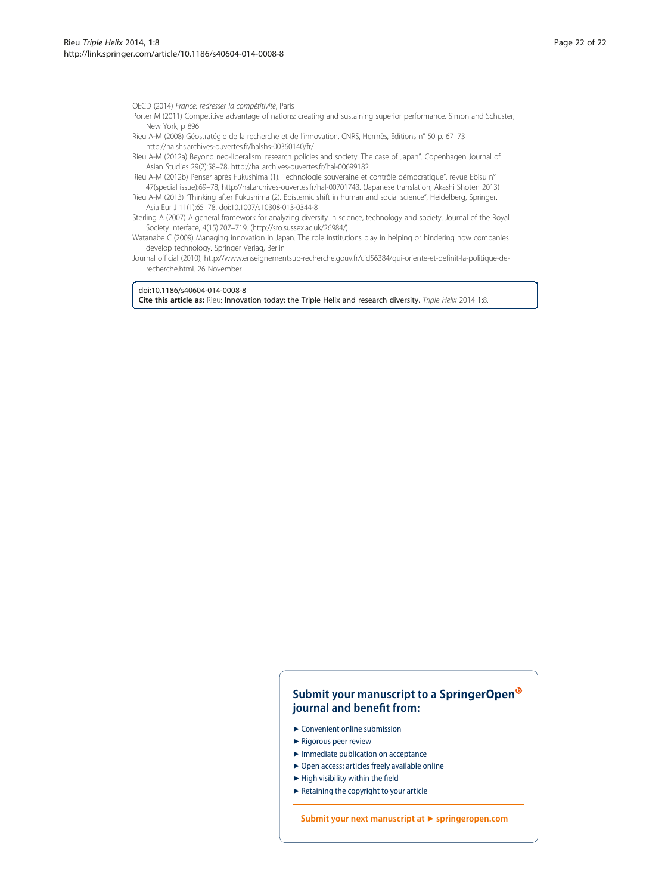OECD (2014) *France: redresser la compétitivité*, Paris

Porter M (2011) Competitive advantage of nations: creating and sustaining superior performance. Simon and Schuster, New York, p 896

Rieu A-M (2008) Géostratégie de la recherche et de l'innovation. CNRS, Hermès, Editions n° 50 p. 67–73 http://halshs.archives-ouvertes.fr/halshs-00360140/fr/

Rieu A-M (2012a) Beyond neo-liberalism: research policies and society. The case of Japan". Copenhagen Journal of Asian Studies 29(2):58–78, http://hal.archives-ouvertes.fr/hal-00699182

Rieu A-M (2012b) Penser après Fukushima (1). Technologie souveraine et contrôle démocratique". revue Ebisu n° 47(special issue):69–78, http://hal.archives-ouvertes.fr/hal-00701743. (Japanese translation, Akashi Shoten 2013)

Rieu A-M (2013) "Thinking after Fukushima (2). Epistemic shift in human and social science", Heidelberg, Springer. Asia Eur J 11(1):65–78, doi:10.1007/s10308-013-0344-8

Sterling A (2007) A general framework for analyzing diversity in science, technology and society. Journal of the Royal Society Interface, 4(15):707–719. (http://sro.sussex.ac.uk/26984/)

Watanabe C (2009) Managing innovation in Japan. The role institutions play in helping or hindering how companies develop technology. Springer Verlag, Berlin

Journal official (2010), http://www.enseignementsup-recherche.gouv.fr/cid56384/qui-oriente-et-definit-la-politique-de-recherche.html. 26 November

doi:10.1186/s40604-014-0008-8

**Cite this article as:** Rieu: Innovation today: the Triple Helix and research diversity. *Triple Helix* 2014 **1**:8.

**Submit your manuscript to a SpringerOpen journal and benefit from:**

- ► Convenient online submission
- ► Rigorous peer review
- ► Immediate publication on acceptance
- ► Open access: articles freely available online
- ► High visibility within the field
- ► Retaining the copyright to your article

**Submit your next manuscript at ► springeropen.com**